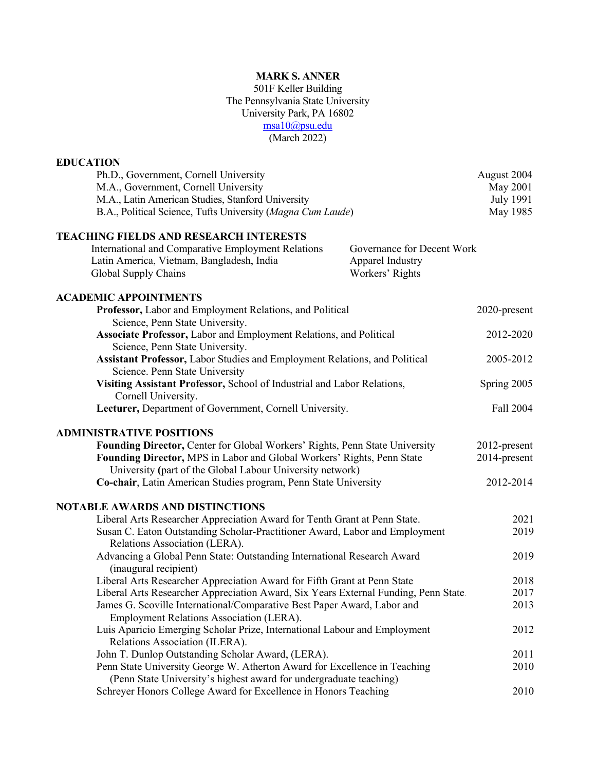# MARK S. ANNER

501F Keller Building
The Pennsylvania State University
University Park, PA 16802
msa10@psu.edu
(March 2022)

## EDUCATION

| | |
|---|---|
| Ph.D., Government, Cornell University | August 2004 |
| M.A., Government, Cornell University | May 2001 |
| M.A., Latin American Studies, Stanford University | July 1991 |
| B.A., Political Science, Tufts University (*Magna Cum Laude*) | May 1985 |

## TEACHING FIELDS AND RESEARCH INTERESTS

- International and Comparative Employment Relations
- Latin America, Vietnam, Bangladesh, India
- Global Supply Chains
- Governance for Decent Work
- Apparel Industry
- Workers' Rights

## ACADEMIC APPOINTMENTS

| | |
|---|---|
| **Professor,** Labor and Employment Relations, and Political Science, Penn State University. | 2020-present |
| **Associate Professor,** Labor and Employment Relations, and Political Science, Penn State University. | 2012-2020 |
| **Assistant Professor,** Labor Studies and Employment Relations, and Political Science. Penn State University | 2005-2012 |
| **Visiting Assistant Professor,** School of Industrial and Labor Relations, Cornell University. | Spring 2005 |
| **Lecturer,** Department of Government, Cornell University. | Fall 2004 |

## ADMINISTRATIVE POSITIONS

| | |
|---|---|
| **Founding Director,** Center for Global Workers' Rights, Penn State University | 2012-present |
| **Founding Director,** MPS in Labor and Global Workers' Rights, Penn State University (part of the Global Labour University network) | 2014-present |
| **Co-chair**, Latin American Studies program, Penn State University | 2012-2014 |

## NOTABLE AWARDS AND DISTINCTIONS

| | |
|---|---|
| Liberal Arts Researcher Appreciation Award for Tenth Grant at Penn State. | 2021 |
| Susan C. Eaton Outstanding Scholar-Practitioner Award, Labor and Employment Relations Association (LERA). | 2019 |
| Advancing a Global Penn State: Outstanding International Research Award (inaugural recipient) | 2019 |
| Liberal Arts Researcher Appreciation Award for Fifth Grant at Penn State | 2018 |
| Liberal Arts Researcher Appreciation Award, Six Years External Funding, Penn State. | 2017 |
| James G. Scoville International/Comparative Best Paper Award, Labor and Employment Relations Association (LERA). | 2013 |
| Luis Aparicio Emerging Scholar Prize, International Labour and Employment Relations Association (ILERA). | 2012 |
| John T. Dunlop Outstanding Scholar Award, (LERA). | 2011 |
| Penn State University George W. Atherton Award for Excellence in Teaching (Penn State University's highest award for undergraduate teaching) | 2010 |
| Schreyer Honors College Award for Excellence in Honors Teaching | 2010 |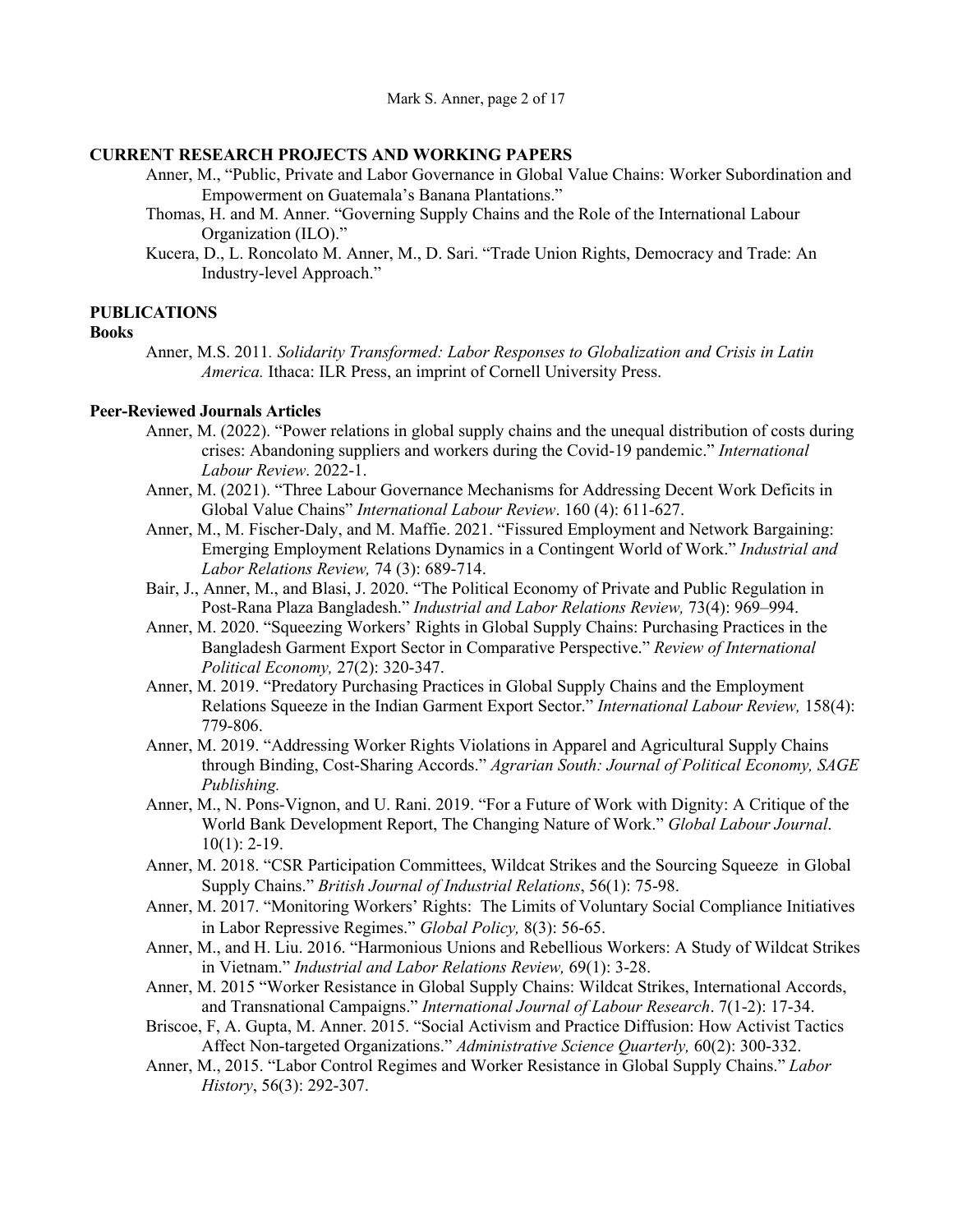## CURRENT RESEARCH PROJECTS AND WORKING PAPERS

Anner, M., "Public, Private and Labor Governance in Global Value Chains: Worker Subordination and Empowerment on Guatemala's Banana Plantations."

Thomas, H. and M. Anner. "Governing Supply Chains and the Role of the International Labour Organization (ILO)."

Kucera, D., L. Roncolato M. Anner, M., D. Sari. "Trade Union Rights, Democracy and Trade: An Industry-level Approach."

## PUBLICATIONS

### Books

Anner, M.S. 2011. *Solidarity Transformed: Labor Responses to Globalization and Crisis in Latin America.* Ithaca: ILR Press, an imprint of Cornell University Press.

### Peer-Reviewed Journals Articles

Anner, M. (2022). "Power relations in global supply chains and the unequal distribution of costs during crises: Abandoning suppliers and workers during the Covid-19 pandemic." *International Labour Review*. 2022-1.

Anner, M. (2021). "Three Labour Governance Mechanisms for Addressing Decent Work Deficits in Global Value Chains" *International Labour Review*. 160 (4): 611-627.

Anner, M., M. Fischer-Daly, and M. Maffie. 2021. "Fissured Employment and Network Bargaining: Emerging Employment Relations Dynamics in a Contingent World of Work." *Industrial and Labor Relations Review,* 74 (3): 689-714.

Bair, J., Anner, M., and Blasi, J. 2020. "The Political Economy of Private and Public Regulation in Post-Rana Plaza Bangladesh." *Industrial and Labor Relations Review,* 73(4): 969–994.

Anner, M. 2020. "Squeezing Workers' Rights in Global Supply Chains: Purchasing Practices in the Bangladesh Garment Export Sector in Comparative Perspective." *Review of International Political Economy,* 27(2): 320-347.

Anner, M. 2019. "Predatory Purchasing Practices in Global Supply Chains and the Employment Relations Squeeze in the Indian Garment Export Sector." *International Labour Review,* 158(4): 779-806.

Anner, M. 2019. "Addressing Worker Rights Violations in Apparel and Agricultural Supply Chains through Binding, Cost-Sharing Accords." *Agrarian South: Journal of Political Economy, SAGE Publishing.*

Anner, M., N. Pons-Vignon, and U. Rani. 2019. "For a Future of Work with Dignity: A Critique of the World Bank Development Report, The Changing Nature of Work." *Global Labour Journal*. 10(1): 2-19.

Anner, M. 2018. "CSR Participation Committees, Wildcat Strikes and the Sourcing Squeeze in Global Supply Chains." *British Journal of Industrial Relations*, 56(1): 75-98.

Anner, M. 2017. "Monitoring Workers' Rights: The Limits of Voluntary Social Compliance Initiatives in Labor Repressive Regimes." *Global Policy,* 8(3): 56-65.

Anner, M., and H. Liu. 2016. "Harmonious Unions and Rebellious Workers: A Study of Wildcat Strikes in Vietnam." *Industrial and Labor Relations Review,* 69(1): 3-28.

Anner, M. 2015 "Worker Resistance in Global Supply Chains: Wildcat Strikes, International Accords, and Transnational Campaigns." *International Journal of Labour Research*. 7(1-2): 17-34.

Briscoe, F, A. Gupta, M. Anner. 2015. "Social Activism and Practice Diffusion: How Activist Tactics Affect Non-targeted Organizations." *Administrative Science Quarterly,* 60(2): 300-332.

Anner, M., 2015. "Labor Control Regimes and Worker Resistance in Global Supply Chains." *Labor History*, 56(3): 292-307.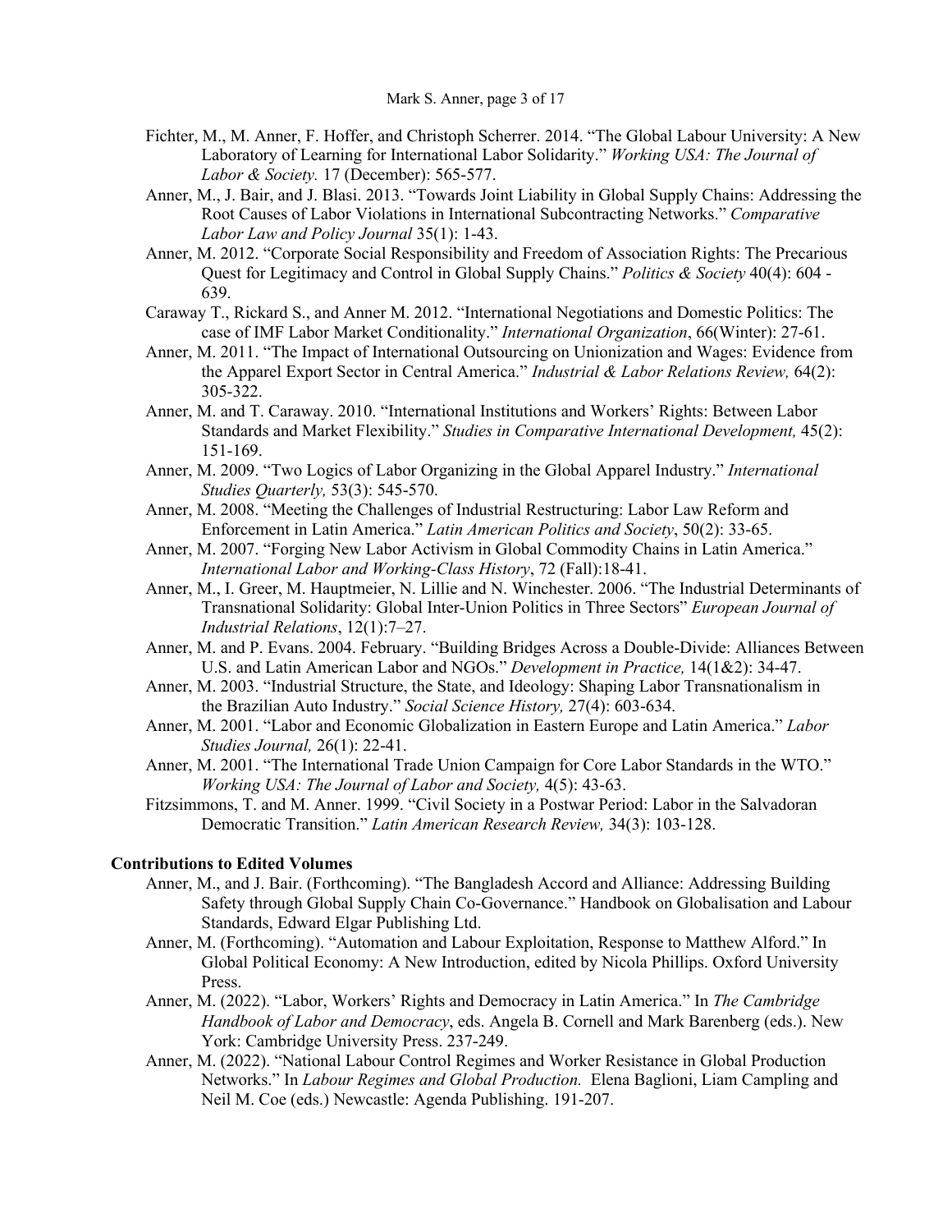Fichter, M., M. Anner, F. Hoffer, and Christoph Scherrer. 2014. "The Global Labour University: A New Laboratory of Learning for International Labor Solidarity." *Working USA: The Journal of Labor & Society.* 17 (December): 565-577.

Anner, M., J. Bair, and J. Blasi. 2013. "Towards Joint Liability in Global Supply Chains: Addressing the Root Causes of Labor Violations in International Subcontracting Networks." *Comparative Labor Law and Policy Journal* 35(1): 1-43.

Anner, M. 2012. "Corporate Social Responsibility and Freedom of Association Rights: The Precarious Quest for Legitimacy and Control in Global Supply Chains." *Politics & Society* 40(4): 604 - 639.

Caraway T., Rickard S., and Anner M. 2012. "International Negotiations and Domestic Politics: The case of IMF Labor Market Conditionality." *International Organization*, 66(Winter): 27-61.

Anner, M. 2011. "The Impact of International Outsourcing on Unionization and Wages: Evidence from the Apparel Export Sector in Central America." *Industrial & Labor Relations Review,* 64(2): 305-322.

Anner, M. and T. Caraway. 2010. "International Institutions and Workers' Rights: Between Labor Standards and Market Flexibility." *Studies in Comparative International Development,* 45(2): 151-169.

Anner, M. 2009. "Two Logics of Labor Organizing in the Global Apparel Industry." *International Studies Quarterly,* 53(3): 545-570.

Anner, M. 2008. "Meeting the Challenges of Industrial Restructuring: Labor Law Reform and Enforcement in Latin America." *Latin American Politics and Society*, 50(2): 33-65.

Anner, M. 2007. "Forging New Labor Activism in Global Commodity Chains in Latin America." *International Labor and Working-Class History*, 72 (Fall):18-41.

Anner, M., I. Greer, M. Hauptmeier, N. Lillie and N. Winchester. 2006. "The Industrial Determinants of Transnational Solidarity: Global Inter-Union Politics in Three Sectors" *European Journal of Industrial Relations*, 12(1):7–27.

Anner, M. and P. Evans. 2004. February. "Building Bridges Across a Double-Divide: Alliances Between U.S. and Latin American Labor and NGOs." *Development in Practice,* 14(1&2): 34-47.

Anner, M. 2003. "Industrial Structure, the State, and Ideology: Shaping Labor Transnationalism in the Brazilian Auto Industry." *Social Science History,* 27(4): 603-634.

Anner, M. 2001. "Labor and Economic Globalization in Eastern Europe and Latin America." *Labor Studies Journal,* 26(1): 22-41.

Anner, M. 2001. "The International Trade Union Campaign for Core Labor Standards in the WTO." *Working USA: The Journal of Labor and Society,* 4(5): 43-63.

Fitzsimmons, T. and M. Anner. 1999. "Civil Society in a Postwar Period: Labor in the Salvadoran Democratic Transition." *Latin American Research Review,* 34(3): 103-128.

**Contributions to Edited Volumes**

Anner, M., and J. Bair. (Forthcoming). "The Bangladesh Accord and Alliance: Addressing Building Safety through Global Supply Chain Co-Governance." Handbook on Globalisation and Labour Standards, Edward Elgar Publishing Ltd.

Anner, M. (Forthcoming). "Automation and Labour Exploitation, Response to Matthew Alford." In Global Political Economy: A New Introduction, edited by Nicola Phillips. Oxford University Press.

Anner, M. (2022). "Labor, Workers' Rights and Democracy in Latin America." In *The Cambridge Handbook of Labor and Democracy*, eds. Angela B. Cornell and Mark Barenberg (eds.). New York: Cambridge University Press. 237-249.

Anner, M. (2022). "National Labour Control Regimes and Worker Resistance in Global Production Networks." In *Labour Regimes and Global Production.* Elena Baglioni, Liam Campling and Neil M. Coe (eds.) Newcastle: Agenda Publishing. 191-207.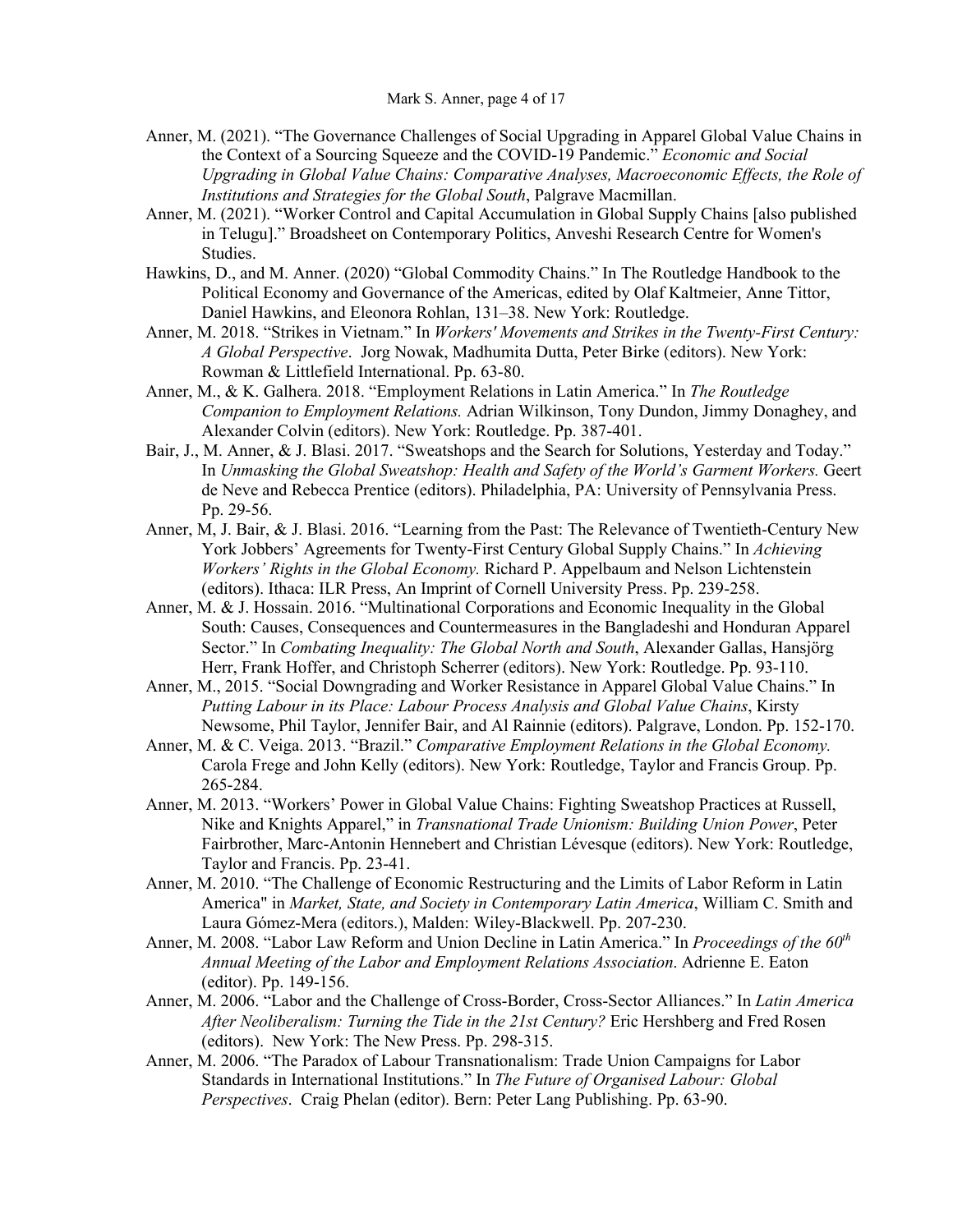Anner, M. (2021). "The Governance Challenges of Social Upgrading in Apparel Global Value Chains in the Context of a Sourcing Squeeze and the COVID-19 Pandemic." *Economic and Social Upgrading in Global Value Chains: Comparative Analyses, Macroeconomic Effects, the Role of Institutions and Strategies for the Global South*, Palgrave Macmillan.

Anner, M. (2021). "Worker Control and Capital Accumulation in Global Supply Chains [also published in Telugu]." Broadsheet on Contemporary Politics, Anveshi Research Centre for Women's Studies.

Hawkins, D., and M. Anner. (2020) "Global Commodity Chains." In The Routledge Handbook to the Political Economy and Governance of the Americas, edited by Olaf Kaltmeier, Anne Tittor, Daniel Hawkins, and Eleonora Rohlan, 131–38. New York: Routledge.

Anner, M. 2018. "Strikes in Vietnam." In *Workers' Movements and Strikes in the Twenty-First Century: A Global Perspective*. Jorg Nowak, Madhumita Dutta, Peter Birke (editors). New York: Rowman & Littlefield International. Pp. 63-80.

Anner, M., & K. Galhera. 2018. "Employment Relations in Latin America." In *The Routledge Companion to Employment Relations.* Adrian Wilkinson, Tony Dundon, Jimmy Donaghey, and Alexander Colvin (editors). New York: Routledge. Pp. 387-401.

Bair, J., M. Anner, & J. Blasi. 2017. "Sweatshops and the Search for Solutions, Yesterday and Today." In *Unmasking the Global Sweatshop: Health and Safety of the World's Garment Workers.* Geert de Neve and Rebecca Prentice (editors). Philadelphia, PA: University of Pennsylvania Press. Pp. 29-56.

Anner, M, J. Bair, & J. Blasi. 2016. "Learning from the Past: The Relevance of Twentieth-Century New York Jobbers' Agreements for Twenty-First Century Global Supply Chains." In *Achieving Workers' Rights in the Global Economy.* Richard P. Appelbaum and Nelson Lichtenstein (editors). Ithaca: ILR Press, An Imprint of Cornell University Press. Pp. 239-258.

Anner, M. & J. Hossain. 2016. "Multinational Corporations and Economic Inequality in the Global South: Causes, Consequences and Countermeasures in the Bangladeshi and Honduran Apparel Sector." In *Combating Inequality: The Global North and South*, Alexander Gallas, Hansjörg Herr, Frank Hoffer, and Christoph Scherrer (editors). New York: Routledge. Pp. 93-110.

Anner, M., 2015. "Social Downgrading and Worker Resistance in Apparel Global Value Chains." In *Putting Labour in its Place: Labour Process Analysis and Global Value Chains*, Kirsty Newsome, Phil Taylor, Jennifer Bair, and Al Rainnie (editors). Palgrave, London. Pp. 152-170.

Anner, M. & C. Veiga. 2013. "Brazil." *Comparative Employment Relations in the Global Economy.* Carola Frege and John Kelly (editors). New York: Routledge, Taylor and Francis Group. Pp. 265-284.

Anner, M. 2013. "Workers' Power in Global Value Chains: Fighting Sweatshop Practices at Russell, Nike and Knights Apparel," in *Transnational Trade Unionism: Building Union Power*, Peter Fairbrother, Marc-Antonin Hennebert and Christian Lévesque (editors). New York: Routledge, Taylor and Francis. Pp. 23-41.

Anner, M. 2010. "The Challenge of Economic Restructuring and the Limits of Labor Reform in Latin America" in *Market, State, and Society in Contemporary Latin America*, William C. Smith and Laura Gómez-Mera (editors.), Malden: Wiley-Blackwell. Pp. 207-230.

Anner, M. 2008. "Labor Law Reform and Union Decline in Latin America." In *Proceedings of the 60th Annual Meeting of the Labor and Employment Relations Association*. Adrienne E. Eaton (editor). Pp. 149-156.

Anner, M. 2006. "Labor and the Challenge of Cross-Border, Cross-Sector Alliances." In *Latin America After Neoliberalism: Turning the Tide in the 21st Century?* Eric Hershberg and Fred Rosen (editors). New York: The New Press. Pp. 298-315.

Anner, M. 2006. "The Paradox of Labour Transnationalism: Trade Union Campaigns for Labor Standards in International Institutions." In *The Future of Organised Labour: Global Perspectives*. Craig Phelan (editor). Bern: Peter Lang Publishing. Pp. 63-90.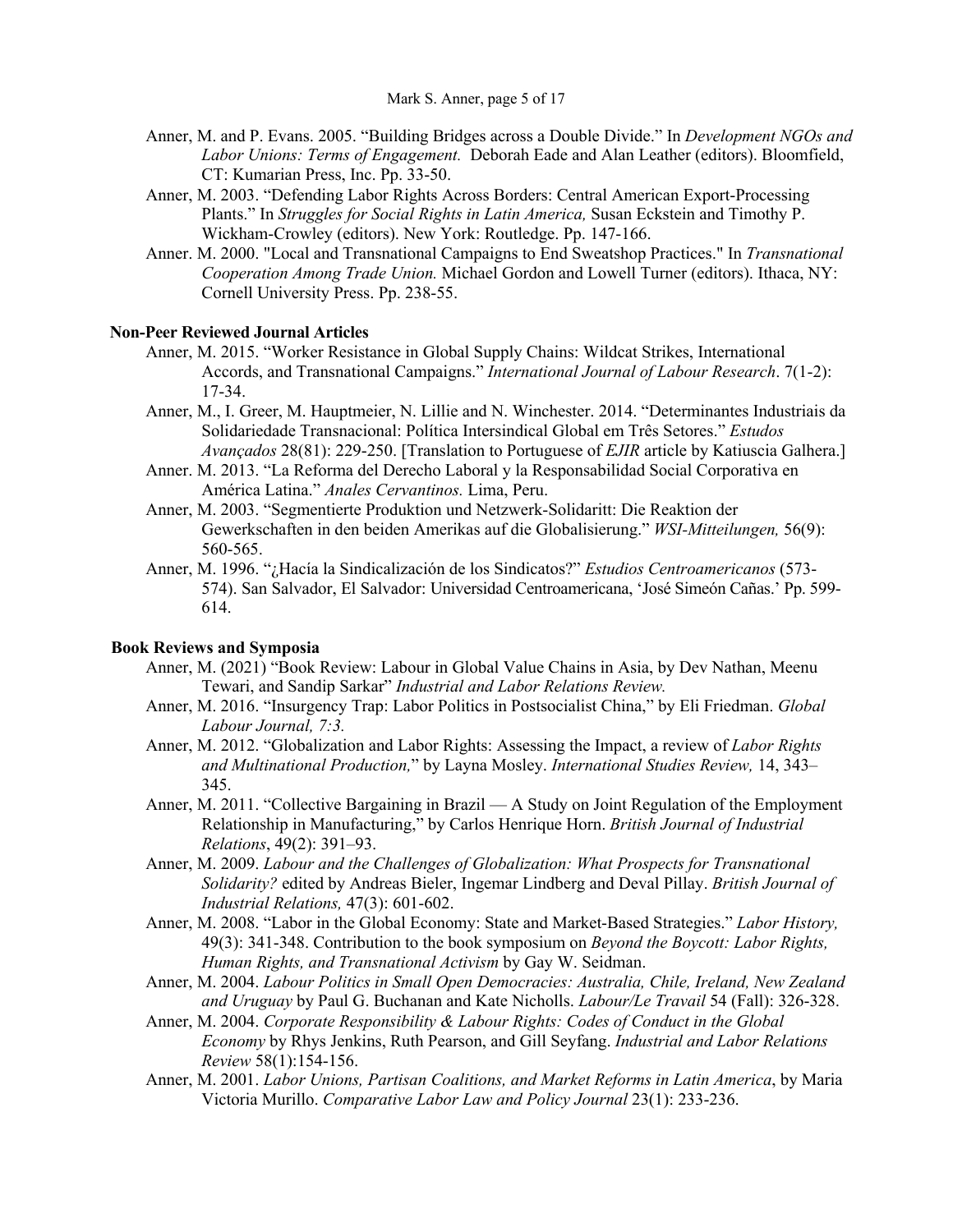Anner, M. and P. Evans. 2005. “Building Bridges across a Double Divide.” In *Development NGOs and Labor Unions: Terms of Engagement.* Deborah Eade and Alan Leather (editors). Bloomfield, CT: Kumarian Press, Inc. Pp. 33-50.

Anner, M. 2003. “Defending Labor Rights Across Borders: Central American Export-Processing Plants.” In *Struggles for Social Rights in Latin America,* Susan Eckstein and Timothy P. Wickham-Crowley (editors). New York: Routledge. Pp. 147-166.

Anner. M. 2000. "Local and Transnational Campaigns to End Sweatshop Practices." In *Transnational Cooperation Among Trade Union.* Michael Gordon and Lowell Turner (editors). Ithaca, NY: Cornell University Press. Pp. 238-55.

**Non-Peer Reviewed Journal Articles**

Anner, M. 2015. “Worker Resistance in Global Supply Chains: Wildcat Strikes, International Accords, and Transnational Campaigns.” *International Journal of Labour Research*. 7(1-2): 17-34.

Anner, M., I. Greer, M. Hauptmeier, N. Lillie and N. Winchester. 2014. “Determinantes Industriais da Solidariedade Transnacional: Política Intersindical Global em Três Setores.” *Estudos Avançados* 28(81): 229-250. [Translation to Portuguese of *EJIR* article by Katiuscia Galhera.]

Anner. M. 2013. “La Reforma del Derecho Laboral y la Responsabilidad Social Corporativa en América Latina.” *Anales Cervantinos.* Lima, Peru.

Anner, M. 2003. “Segmentierte Produktion und Netzwerk-Solidaritt: Die Reaktion der Gewerkschaften in den beiden Amerikas auf die Globalisierung.” *WSI-Mitteilungen,* 56(9): 560-565.

Anner, M. 1996. “¿Hacía la Sindicalización de los Sindicatos?” *Estudios Centroamericanos* (573-574). San Salvador, El Salvador: Universidad Centroamericana, ‘José Simeón Cañas.’ Pp. 599-614.

**Book Reviews and Symposia**

Anner, M. (2021) “Book Review: Labour in Global Value Chains in Asia, by Dev Nathan, Meenu Tewari, and Sandip Sarkar” *Industrial and Labor Relations Review.*

Anner, M. 2016. “Insurgency Trap: Labor Politics in Postsocialist China,” by Eli Friedman. *Global Labour Journal, 7:3.*

Anner, M. 2012. “Globalization and Labor Rights: Assessing the Impact, a review of *Labor Rights and Multinational Production,*” by Layna Mosley. *International Studies Review,* 14, 343–345.

Anner, M. 2011. “Collective Bargaining in Brazil — A Study on Joint Regulation of the Employment Relationship in Manufacturing,” by Carlos Henrique Horn. *British Journal of Industrial Relations*, 49(2): 391–93.

Anner, M. 2009. *Labour and the Challenges of Globalization: What Prospects for Transnational Solidarity?* edited by Andreas Bieler, Ingemar Lindberg and Deval Pillay. *British Journal of Industrial Relations,* 47(3): 601-602.

Anner, M. 2008. “Labor in the Global Economy: State and Market-Based Strategies.” *Labor History,* 49(3): 341-348. Contribution to the book symposium on *Beyond the Boycott: Labor Rights, Human Rights, and Transnational Activism* by Gay W. Seidman.

Anner, M. 2004. *Labour Politics in Small Open Democracies: Australia, Chile, Ireland, New Zealand and Uruguay* by Paul G. Buchanan and Kate Nicholls. *Labour/Le Travail* 54 (Fall): 326-328.

Anner, M. 2004. *Corporate Responsibility & Labour Rights: Codes of Conduct in the Global Economy* by Rhys Jenkins, Ruth Pearson, and Gill Seyfang. *Industrial and Labor Relations Review* 58(1):154-156.

Anner, M. 2001. *Labor Unions, Partisan Coalitions, and Market Reforms in Latin America*, by Maria Victoria Murillo. *Comparative Labor Law and Policy Journal* 23(1): 233-236.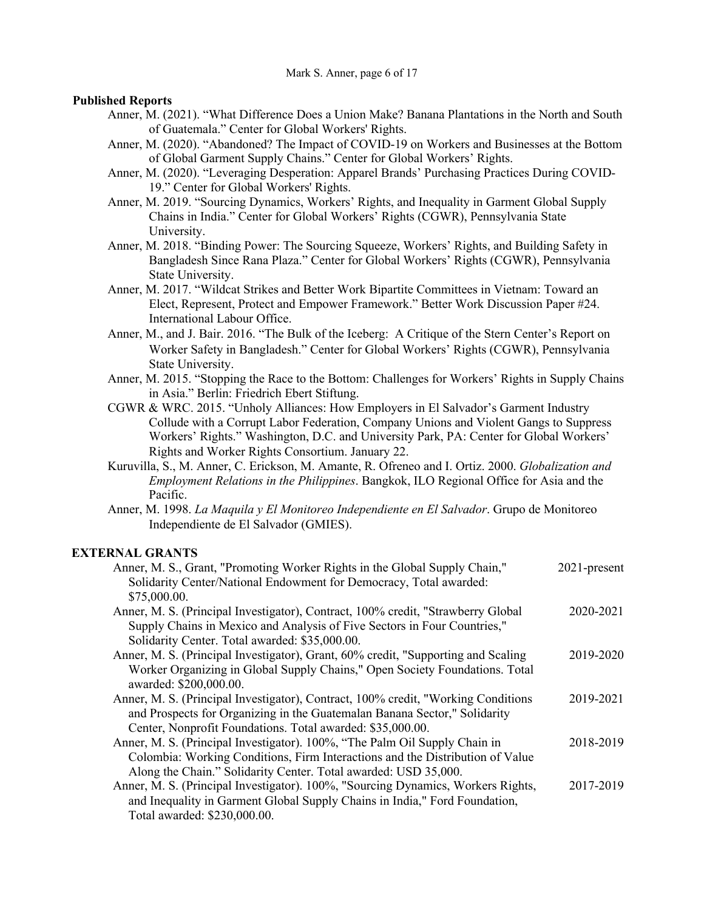### Published Reports

Anner, M. (2021). "What Difference Does a Union Make? Banana Plantations in the North and South of Guatemala." Center for Global Workers' Rights.

Anner, M. (2020). "Abandoned? The Impact of COVID-19 on Workers and Businesses at the Bottom of Global Garment Supply Chains." Center for Global Workers' Rights.

Anner, M. (2020). "Leveraging Desperation: Apparel Brands' Purchasing Practices During COVID-19." Center for Global Workers' Rights.

Anner, M. 2019. "Sourcing Dynamics, Workers' Rights, and Inequality in Garment Global Supply Chains in India." Center for Global Workers' Rights (CGWR), Pennsylvania State University.

Anner, M. 2018. "Binding Power: The Sourcing Squeeze, Workers' Rights, and Building Safety in Bangladesh Since Rana Plaza." Center for Global Workers' Rights (CGWR), Pennsylvania State University.

Anner, M. 2017. "Wildcat Strikes and Better Work Bipartite Committees in Vietnam: Toward an Elect, Represent, Protect and Empower Framework." Better Work Discussion Paper #24. International Labour Office.

Anner, M., and J. Bair. 2016. "The Bulk of the Iceberg: A Critique of the Stern Center's Report on Worker Safety in Bangladesh." Center for Global Workers' Rights (CGWR), Pennsylvania State University.

Anner, M. 2015. "Stopping the Race to the Bottom: Challenges for Workers' Rights in Supply Chains in Asia." Berlin: Friedrich Ebert Stiftung.

CGWR & WRC. 2015. "Unholy Alliances: How Employers in El Salvador's Garment Industry Collude with a Corrupt Labor Federation, Company Unions and Violent Gangs to Suppress Workers' Rights." Washington, D.C. and University Park, PA: Center for Global Workers' Rights and Worker Rights Consortium. January 22.

Kuruvilla, S., M. Anner, C. Erickson, M. Amante, R. Ofreneo and I. Ortiz. 2000. *Globalization and Employment Relations in the Philippines*. Bangkok, ILO Regional Office for Asia and the Pacific.

Anner, M. 1998. *La Maquila y El Monitoreo Independiente en El Salvador*. Grupo de Monitoreo Independiente de El Salvador (GMIES).

## EXTERNAL GRANTS

Anner, M. S., Grant, "Promoting Worker Rights in the Global Supply Chain," Solidarity Center/National Endowment for Democracy, Total awarded: $75,000.00. — 2021-present

Anner, M. S. (Principal Investigator), Contract, 100% credit, "Strawberry Global Supply Chains in Mexico and Analysis of Five Sectors in Four Countries," Solidarity Center. Total awarded: $35,000.00. — 2020-2021

Anner, M. S. (Principal Investigator), Grant, 60% credit, "Supporting and Scaling Worker Organizing in Global Supply Chains," Open Society Foundations. Total awarded: $200,000.00. — 2019-2020

Anner, M. S. (Principal Investigator), Contract, 100% credit, "Working Conditions and Prospects for Organizing in the Guatemalan Banana Sector," Solidarity Center, Nonprofit Foundations. Total awarded: $35,000.00. — 2019-2021

Anner, M. S. (Principal Investigator). 100%, "The Palm Oil Supply Chain in Colombia: Working Conditions, Firm Interactions and the Distribution of Value Along the Chain." Solidarity Center. Total awarded: USD 35,000. — 2018-2019

Anner, M. S. (Principal Investigator). 100%, "Sourcing Dynamics, Workers Rights, and Inequality in Garment Global Supply Chains in India," Ford Foundation, Total awarded: $230,000.00. — 2017-2019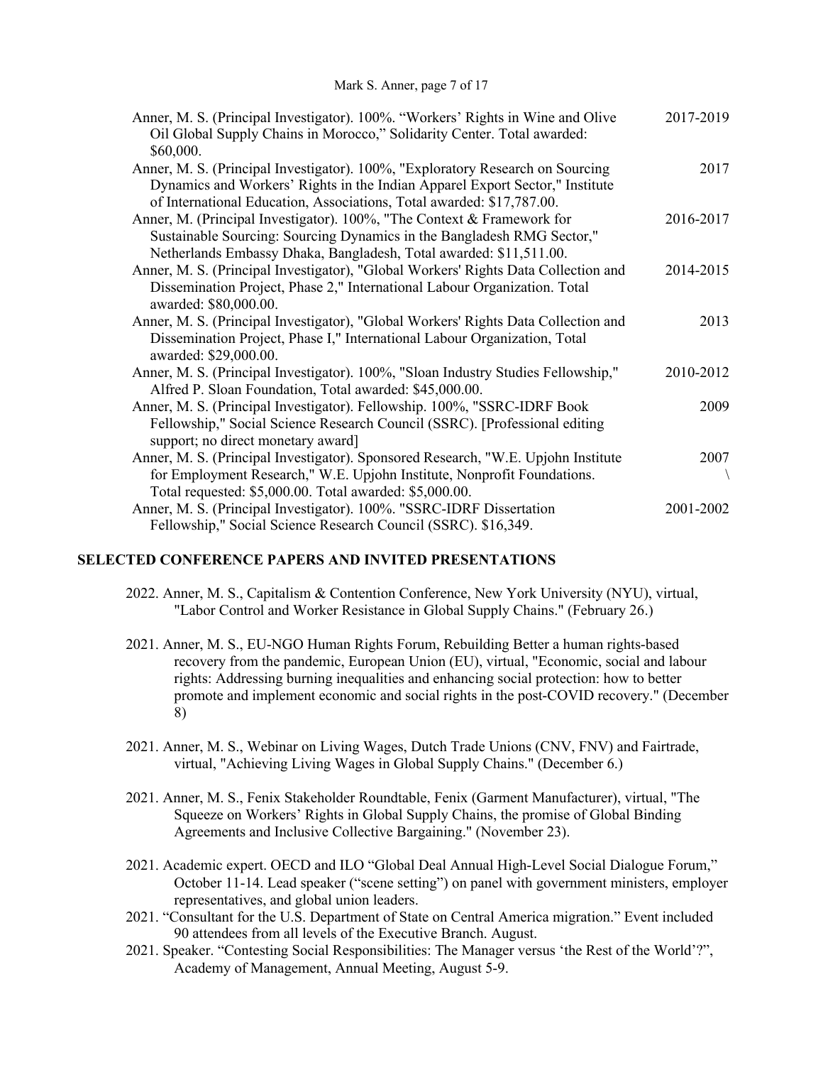Anner, M. S. (Principal Investigator). 100%. "Workers' Rights in Wine and Olive Oil Global Supply Chains in Morocco," Solidarity Center. Total awarded: $60,000. 2017-2019

Anner, M. S. (Principal Investigator). 100%, "Exploratory Research on Sourcing Dynamics and Workers' Rights in the Indian Apparel Export Sector," Institute of International Education, Associations, Total awarded: $17,787.00. 2017

Anner, M. (Principal Investigator). 100%, "The Context & Framework for Sustainable Sourcing: Sourcing Dynamics in the Bangladesh RMG Sector," Netherlands Embassy Dhaka, Bangladesh, Total awarded: $11,511.00. 2016-2017

Anner, M. S. (Principal Investigator), "Global Workers' Rights Data Collection and Dissemination Project, Phase 2," International Labour Organization. Total awarded: $80,000.00. 2014-2015

Anner, M. S. (Principal Investigator), "Global Workers' Rights Data Collection and Dissemination Project, Phase I," International Labour Organization, Total awarded: $29,000.00. 2013

Anner, M. S. (Principal Investigator). 100%, "Sloan Industry Studies Fellowship," Alfred P. Sloan Foundation, Total awarded: $45,000.00. 2010-2012

Anner, M. S. (Principal Investigator). Fellowship. 100%, "SSRC-IDRF Book Fellowship," Social Science Research Council (SSRC). [Professional editing support; no direct monetary award] 2009

Anner, M. S. (Principal Investigator). Sponsored Research, "W.E. Upjohn Institute for Employment Research," W.E. Upjohn Institute, Nonprofit Foundations. Total requested: $5,000.00. Total awarded: $5,000.00. 2007 \

Anner, M. S. (Principal Investigator). 100%. "SSRC-IDRF Dissertation Fellowship," Social Science Research Council (SSRC). $16,349. 2001-2002

## SELECTED CONFERENCE PAPERS AND INVITED PRESENTATIONS

2022. Anner, M. S., Capitalism & Contention Conference, New York University (NYU), virtual, "Labor Control and Worker Resistance in Global Supply Chains." (February 26.)

2021. Anner, M. S., EU-NGO Human Rights Forum, Rebuilding Better a human rights-based recovery from the pandemic, European Union (EU), virtual, "Economic, social and labour rights: Addressing burning inequalities and enhancing social protection: how to better promote and implement economic and social rights in the post-COVID recovery." (December 8)

2021. Anner, M. S., Webinar on Living Wages, Dutch Trade Unions (CNV, FNV) and Fairtrade, virtual, "Achieving Living Wages in Global Supply Chains." (December 6.)

2021. Anner, M. S., Fenix Stakeholder Roundtable, Fenix (Garment Manufacturer), virtual, "The Squeeze on Workers' Rights in Global Supply Chains, the promise of Global Binding Agreements and Inclusive Collective Bargaining." (November 23).

2021. Academic expert. OECD and ILO "Global Deal Annual High-Level Social Dialogue Forum," October 11-14. Lead speaker ("scene setting") on panel with government ministers, employer representatives, and global union leaders.

2021. "Consultant for the U.S. Department of State on Central America migration." Event included 90 attendees from all levels of the Executive Branch. August.

2021. Speaker. "Contesting Social Responsibilities: The Manager versus 'the Rest of the World'?", Academy of Management, Annual Meeting, August 5-9.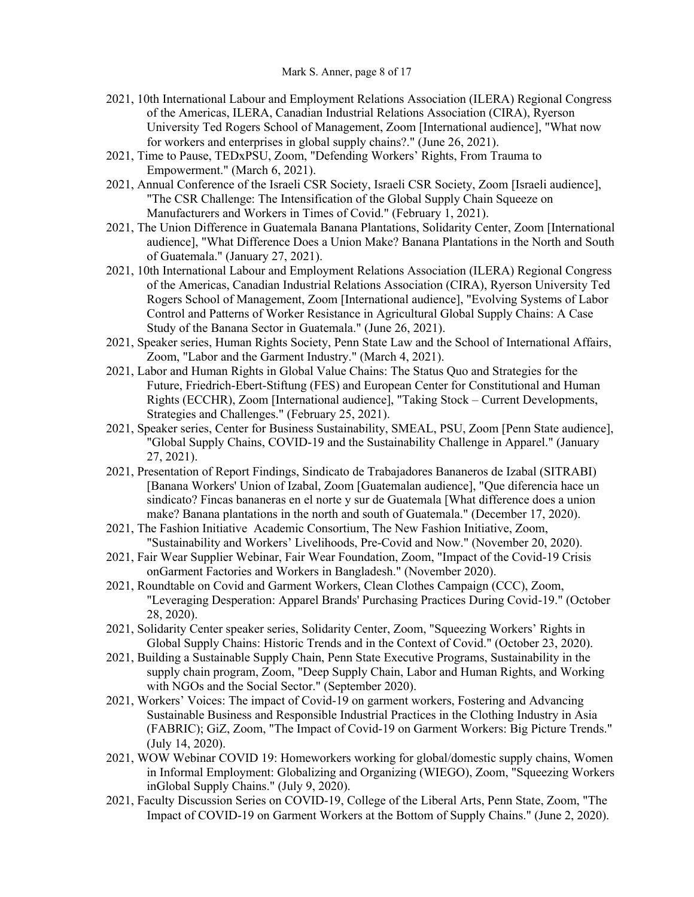- 2021, 10th International Labour and Employment Relations Association (ILERA) Regional Congress of the Americas, ILERA, Canadian Industrial Relations Association (CIRA), Ryerson University Ted Rogers School of Management, Zoom [International audience], "What now for workers and enterprises in global supply chains?." (June 26, 2021).
- 2021, Time to Pause, TEDxPSU, Zoom, "Defending Workers' Rights, From Trauma to Empowerment." (March 6, 2021).
- 2021, Annual Conference of the Israeli CSR Society, Israeli CSR Society, Zoom [Israeli audience], "The CSR Challenge: The Intensification of the Global Supply Chain Squeeze on Manufacturers and Workers in Times of Covid." (February 1, 2021).
- 2021, The Union Difference in Guatemala Banana Plantations, Solidarity Center, Zoom [International audience], "What Difference Does a Union Make? Banana Plantations in the North and South of Guatemala." (January 27, 2021).
- 2021, 10th International Labour and Employment Relations Association (ILERA) Regional Congress of the Americas, Canadian Industrial Relations Association (CIRA), Ryerson University Ted Rogers School of Management, Zoom [International audience], "Evolving Systems of Labor Control and Patterns of Worker Resistance in Agricultural Global Supply Chains: A Case Study of the Banana Sector in Guatemala." (June 26, 2021).
- 2021, Speaker series, Human Rights Society, Penn State Law and the School of International Affairs, Zoom, "Labor and the Garment Industry." (March 4, 2021).
- 2021, Labor and Human Rights in Global Value Chains: The Status Quo and Strategies for the Future, Friedrich-Ebert-Stiftung (FES) and European Center for Constitutional and Human Rights (ECCHR), Zoom [International audience], "Taking Stock – Current Developments, Strategies and Challenges." (February 25, 2021).
- 2021, Speaker series, Center for Business Sustainability, SMEAL, PSU, Zoom [Penn State audience], "Global Supply Chains, COVID-19 and the Sustainability Challenge in Apparel." (January 27, 2021).
- 2021, Presentation of Report Findings, Sindicato de Trabajadores Bananeros de Izabal (SITRABI) [Banana Workers' Union of Izabal, Zoom [Guatemalan audience], "Que diferencia hace un sindicato? Fincas bananeras en el norte y sur de Guatemala [What difference does a union make? Banana plantations in the north and south of Guatemala." (December 17, 2020).
- 2021, The Fashion Initiative  Academic Consortium, The New Fashion Initiative, Zoom, "Sustainability and Workers' Livelihoods, Pre-Covid and Now." (November 20, 2020).
- 2021, Fair Wear Supplier Webinar, Fair Wear Foundation, Zoom, "Impact of the Covid-19 Crisis onGarment Factories and Workers in Bangladesh." (November 2020).
- 2021, Roundtable on Covid and Garment Workers, Clean Clothes Campaign (CCC), Zoom, "Leveraging Desperation: Apparel Brands' Purchasing Practices During Covid-19." (October 28, 2020).
- 2021, Solidarity Center speaker series, Solidarity Center, Zoom, "Squeezing Workers' Rights in Global Supply Chains: Historic Trends and in the Context of Covid." (October 23, 2020).
- 2021, Building a Sustainable Supply Chain, Penn State Executive Programs, Sustainability in the supply chain program, Zoom, "Deep Supply Chain, Labor and Human Rights, and Working with NGOs and the Social Sector." (September 2020).
- 2021, Workers' Voices: The impact of Covid-19 on garment workers, Fostering and Advancing Sustainable Business and Responsible Industrial Practices in the Clothing Industry in Asia (FABRIC); GiZ, Zoom, "The Impact of Covid-19 on Garment Workers: Big Picture Trends." (July 14, 2020).
- 2021, WOW Webinar COVID 19: Homeworkers working for global/domestic supply chains, Women in Informal Employment: Globalizing and Organizing (WIEGO), Zoom, "Squeezing Workers inGlobal Supply Chains." (July 9, 2020).
- 2021, Faculty Discussion Series on COVID-19, College of the Liberal Arts, Penn State, Zoom, "The Impact of COVID-19 on Garment Workers at the Bottom of Supply Chains." (June 2, 2020).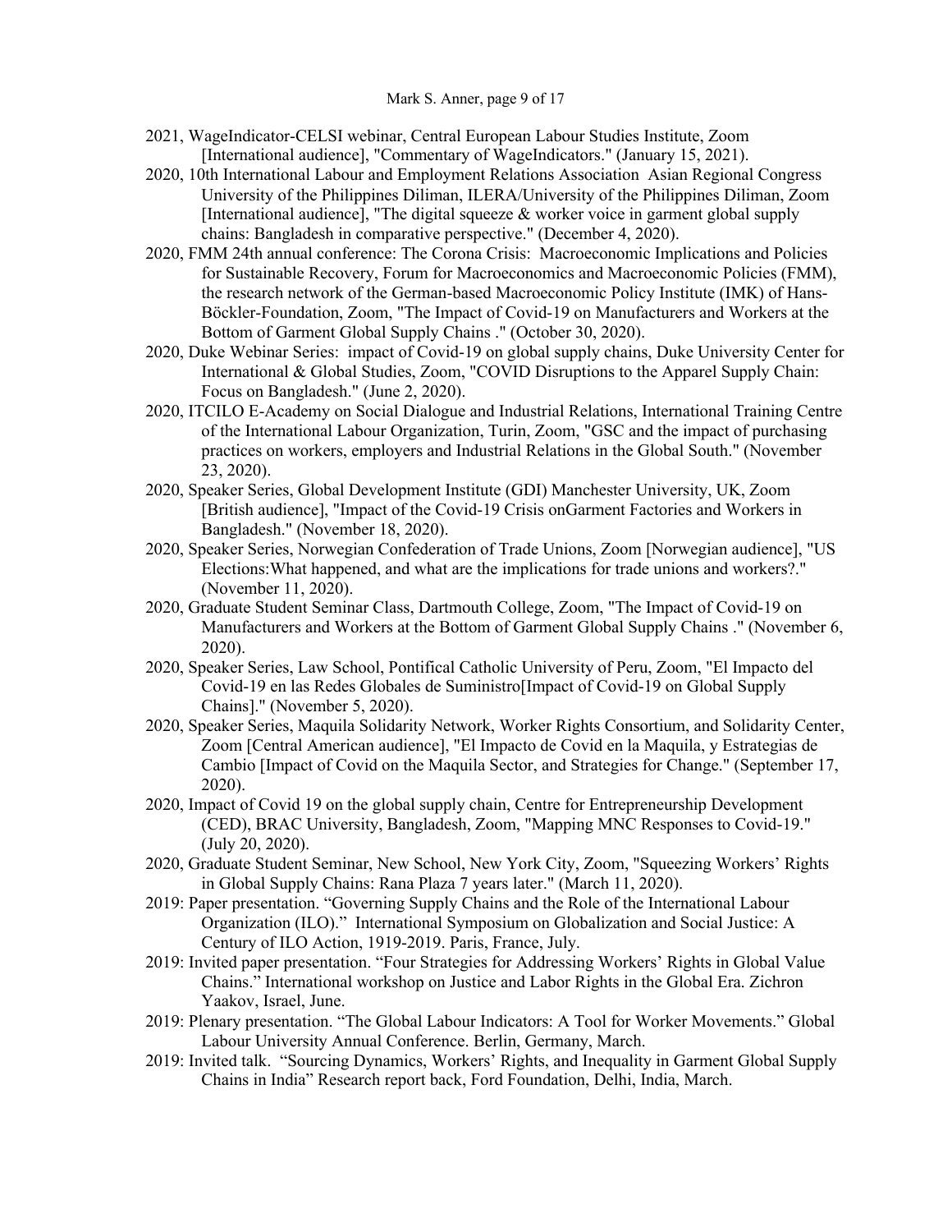2021, WageIndicator-CELSI webinar, Central European Labour Studies Institute, Zoom [International audience], "Commentary of WageIndicators." (January 15, 2021).

2020, 10th International Labour and Employment Relations Association Asian Regional Congress University of the Philippines Diliman, ILERA/University of the Philippines Diliman, Zoom [International audience], "The digital squeeze & worker voice in garment global supply chains: Bangladesh in comparative perspective." (December 4, 2020).

2020, FMM 24th annual conference: The Corona Crisis: Macroeconomic Implications and Policies for Sustainable Recovery, Forum for Macroeconomics and Macroeconomic Policies (FMM), the research network of the German-based Macroeconomic Policy Institute (IMK) of Hans-Böckler-Foundation, Zoom, "The Impact of Covid-19 on Manufacturers and Workers at the Bottom of Garment Global Supply Chains ." (October 30, 2020).

2020, Duke Webinar Series: impact of Covid-19 on global supply chains, Duke University Center for International & Global Studies, Zoom, "COVID Disruptions to the Apparel Supply Chain: Focus on Bangladesh." (June 2, 2020).

2020, ITCILO E-Academy on Social Dialogue and Industrial Relations, International Training Centre of the International Labour Organization, Turin, Zoom, "GSC and the impact of purchasing practices on workers, employers and Industrial Relations in the Global South." (November 23, 2020).

2020, Speaker Series, Global Development Institute (GDI) Manchester University, UK, Zoom [British audience], "Impact of the Covid-19 Crisis onGarment Factories and Workers in Bangladesh." (November 18, 2020).

2020, Speaker Series, Norwegian Confederation of Trade Unions, Zoom [Norwegian audience], "US Elections:What happened, and what are the implications for trade unions and workers?." (November 11, 2020).

2020, Graduate Student Seminar Class, Dartmouth College, Zoom, "The Impact of Covid-19 on Manufacturers and Workers at the Bottom of Garment Global Supply Chains ." (November 6, 2020).

2020, Speaker Series, Law School, Pontifical Catholic University of Peru, Zoom, "El Impacto del Covid-19 en las Redes Globales de Suministro[Impact of Covid-19 on Global Supply Chains]." (November 5, 2020).

2020, Speaker Series, Maquila Solidarity Network, Worker Rights Consortium, and Solidarity Center, Zoom [Central American audience], "El Impacto de Covid en la Maquila, y Estrategias de Cambio [Impact of Covid on the Maquila Sector, and Strategies for Change." (September 17, 2020).

2020, Impact of Covid 19 on the global supply chain, Centre for Entrepreneurship Development (CED), BRAC University, Bangladesh, Zoom, "Mapping MNC Responses to Covid-19." (July 20, 2020).

2020, Graduate Student Seminar, New School, New York City, Zoom, "Squeezing Workers' Rights in Global Supply Chains: Rana Plaza 7 years later." (March 11, 2020).

2019: Paper presentation. "Governing Supply Chains and the Role of the International Labour Organization (ILO)." International Symposium on Globalization and Social Justice: A Century of ILO Action, 1919-2019. Paris, France, July.

2019: Invited paper presentation. "Four Strategies for Addressing Workers' Rights in Global Value Chains." International workshop on Justice and Labor Rights in the Global Era. Zichron Yaakov, Israel, June.

2019: Plenary presentation. "The Global Labour Indicators: A Tool for Worker Movements." Global Labour University Annual Conference. Berlin, Germany, March.

2019: Invited talk. "Sourcing Dynamics, Workers' Rights, and Inequality in Garment Global Supply Chains in India" Research report back, Ford Foundation, Delhi, India, March.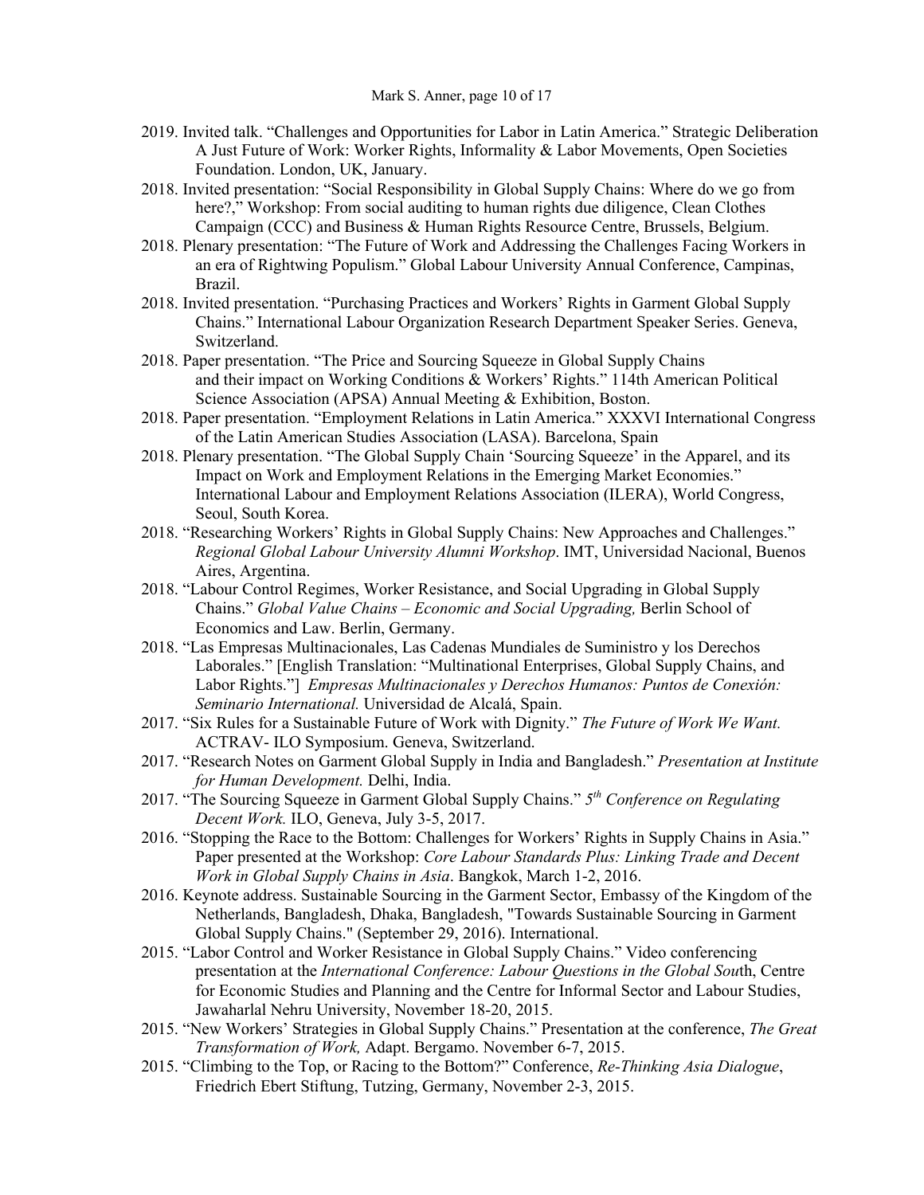2019. Invited talk. "Challenges and Opportunities for Labor in Latin America." Strategic Deliberation A Just Future of Work: Worker Rights, Informality & Labor Movements, Open Societies Foundation. London, UK, January.

2018. Invited presentation: "Social Responsibility in Global Supply Chains: Where do we go from here?," Workshop: From social auditing to human rights due diligence, Clean Clothes Campaign (CCC) and Business & Human Rights Resource Centre, Brussels, Belgium.

2018. Plenary presentation: "The Future of Work and Addressing the Challenges Facing Workers in an era of Rightwing Populism." Global Labour University Annual Conference, Campinas, Brazil.

2018. Invited presentation. "Purchasing Practices and Workers' Rights in Garment Global Supply Chains." International Labour Organization Research Department Speaker Series. Geneva, Switzerland.

2018. Paper presentation. "The Price and Sourcing Squeeze in Global Supply Chains and their impact on Working Conditions & Workers' Rights." 114th American Political Science Association (APSA) Annual Meeting & Exhibition, Boston.

2018. Paper presentation. "Employment Relations in Latin America." XXXVI International Congress of the Latin American Studies Association (LASA). Barcelona, Spain

2018. Plenary presentation. "The Global Supply Chain 'Sourcing Squeeze' in the Apparel, and its Impact on Work and Employment Relations in the Emerging Market Economies." International Labour and Employment Relations Association (ILERA), World Congress, Seoul, South Korea.

2018. "Researching Workers' Rights in Global Supply Chains: New Approaches and Challenges." *Regional Global Labour University Alumni Workshop*. IMT, Universidad Nacional, Buenos Aires, Argentina.

2018. "Labour Control Regimes, Worker Resistance, and Social Upgrading in Global Supply Chains." *Global Value Chains – Economic and Social Upgrading,* Berlin School of Economics and Law. Berlin, Germany.

2018. "Las Empresas Multinacionales, Las Cadenas Mundiales de Suministro y los Derechos Laborales." [English Translation: "Multinational Enterprises, Global Supply Chains, and Labor Rights."] *Empresas Multinacionales y Derechos Humanos: Puntos de Conexión: Seminario International.* Universidad de Alcalá, Spain.

2017. "Six Rules for a Sustainable Future of Work with Dignity." *The Future of Work We Want.* ACTRAV- ILO Symposium. Geneva, Switzerland.

2017. "Research Notes on Garment Global Supply in India and Bangladesh." *Presentation at Institute for Human Development.* Delhi, India.

2017. "The Sourcing Squeeze in Garment Global Supply Chains." *5th Conference on Regulating Decent Work.* ILO, Geneva, July 3-5, 2017.

2016. "Stopping the Race to the Bottom: Challenges for Workers' Rights in Supply Chains in Asia." Paper presented at the Workshop: *Core Labour Standards Plus: Linking Trade and Decent Work in Global Supply Chains in Asia*. Bangkok, March 1-2, 2016.

2016. Keynote address. Sustainable Sourcing in the Garment Sector, Embassy of the Kingdom of the Netherlands, Bangladesh, Dhaka, Bangladesh, "Towards Sustainable Sourcing in Garment Global Supply Chains." (September 29, 2016). International.

2015. "Labor Control and Worker Resistance in Global Supply Chains." Video conferencing presentation at the *International Conference: Labour Questions in the Global Sou*th, Centre for Economic Studies and Planning and the Centre for Informal Sector and Labour Studies, Jawaharlal Nehru University, November 18-20, 2015.

2015. "New Workers' Strategies in Global Supply Chains." Presentation at the conference, *The Great Transformation of Work,* Adapt. Bergamo. November 6-7, 2015.

2015. "Climbing to the Top, or Racing to the Bottom?" Conference, *Re-Thinking Asia Dialogue*, Friedrich Ebert Stiftung, Tutzing, Germany, November 2-3, 2015.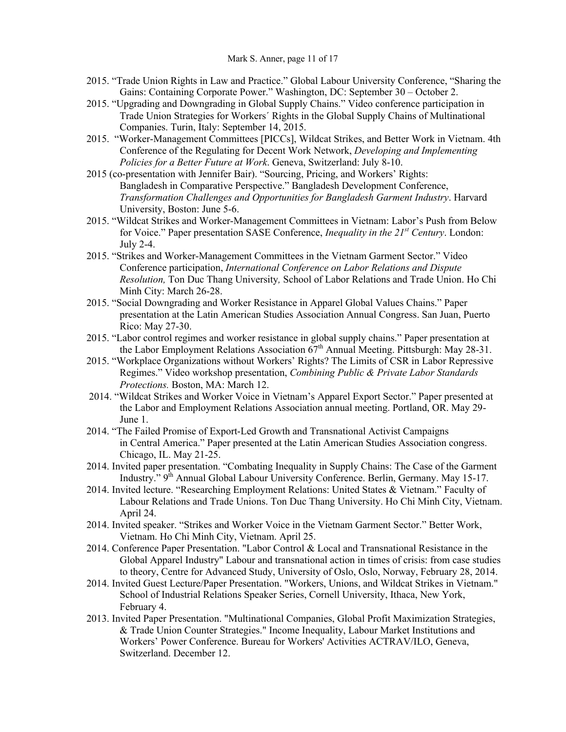2015. "Trade Union Rights in Law and Practice." Global Labour University Conference, "Sharing the Gains: Containing Corporate Power." Washington, DC: September 30 – October 2.

2015. "Upgrading and Downgrading in Global Supply Chains." Video conference participation in Trade Union Strategies for Workers´ Rights in the Global Supply Chains of Multinational Companies. Turin, Italy: September 14, 2015.

2015. "Worker-Management Committees [PICCs], Wildcat Strikes, and Better Work in Vietnam. 4th Conference of the Regulating for Decent Work Network, *Developing and Implementing Policies for a Better Future at Work*. Geneva, Switzerland: July 8-10.

2015 (co-presentation with Jennifer Bair). "Sourcing, Pricing, and Workers' Rights: Bangladesh in Comparative Perspective." Bangladesh Development Conference, *Transformation Challenges and Opportunities for Bangladesh Garment Industry*. Harvard University, Boston: June 5-6.

2015. "Wildcat Strikes and Worker-Management Committees in Vietnam: Labor's Push from Below for Voice." Paper presentation SASE Conference, *Inequality in the 21st Century*. London: July 2-4.

2015. "Strikes and Worker-Management Committees in the Vietnam Garment Sector." Video Conference participation, *International Conference on Labor Relations and Dispute Resolution,* Ton Duc Thang University*,* School of Labor Relations and Trade Union. Ho Chi Minh City: March 26-28.

2015. "Social Downgrading and Worker Resistance in Apparel Global Values Chains." Paper presentation at the Latin American Studies Association Annual Congress. San Juan, Puerto Rico: May 27-30.

2015. "Labor control regimes and worker resistance in global supply chains." Paper presentation at the Labor Employment Relations Association 67th Annual Meeting. Pittsburgh: May 28-31.

2015. "Workplace Organizations without Workers' Rights? The Limits of CSR in Labor Repressive Regimes." Video workshop presentation, *Combining Public & Private Labor Standards Protections.* Boston, MA: March 12.

2014. "Wildcat Strikes and Worker Voice in Vietnam's Apparel Export Sector." Paper presented at the Labor and Employment Relations Association annual meeting. Portland, OR. May 29-June 1.

2014. "The Failed Promise of Export-Led Growth and Transnational Activist Campaigns in Central America." Paper presented at the Latin American Studies Association congress. Chicago, IL. May 21-25.

2014. Invited paper presentation. "Combating Inequality in Supply Chains: The Case of the Garment Industry." 9th Annual Global Labour University Conference. Berlin, Germany. May 15-17.

2014. Invited lecture. "Researching Employment Relations: United States & Vietnam." Faculty of Labour Relations and Trade Unions. Ton Duc Thang University. Ho Chi Minh City, Vietnam. April 24.

2014. Invited speaker. "Strikes and Worker Voice in the Vietnam Garment Sector." Better Work, Vietnam. Ho Chi Minh City, Vietnam. April 25.

2014. Conference Paper Presentation. "Labor Control & Local and Transnational Resistance in the Global Apparel Industry" Labour and transnational action in times of crisis: from case studies to theory, Centre for Advanced Study, University of Oslo, Oslo, Norway, February 28, 2014.

2014. Invited Guest Lecture/Paper Presentation. "Workers, Unions, and Wildcat Strikes in Vietnam." School of Industrial Relations Speaker Series, Cornell University, Ithaca, New York, February 4.

2013. Invited Paper Presentation. "Multinational Companies, Global Profit Maximization Strategies, & Trade Union Counter Strategies." Income Inequality, Labour Market Institutions and Workers' Power Conference. Bureau for Workers' Activities ACTRAV/ILO, Geneva, Switzerland. December 12.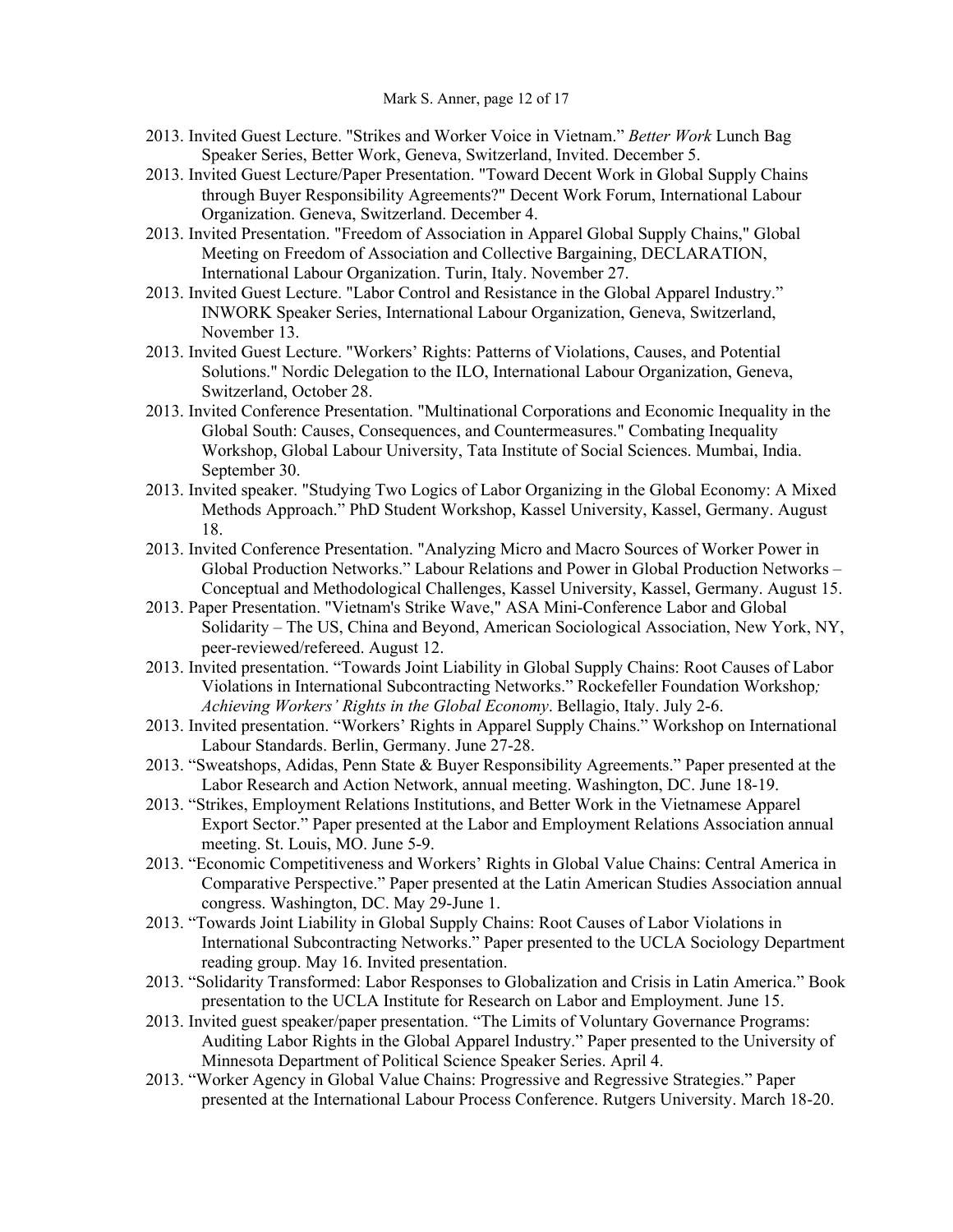- 2013. Invited Guest Lecture. "Strikes and Worker Voice in Vietnam." *Better Work* Lunch Bag Speaker Series, Better Work, Geneva, Switzerland, Invited. December 5.
- 2013. Invited Guest Lecture/Paper Presentation. "Toward Decent Work in Global Supply Chains through Buyer Responsibility Agreements?" Decent Work Forum, International Labour Organization. Geneva, Switzerland. December 4.
- 2013. Invited Presentation. "Freedom of Association in Apparel Global Supply Chains," Global Meeting on Freedom of Association and Collective Bargaining, DECLARATION, International Labour Organization. Turin, Italy. November 27.
- 2013. Invited Guest Lecture. "Labor Control and Resistance in the Global Apparel Industry." INWORK Speaker Series, International Labour Organization, Geneva, Switzerland, November 13.
- 2013. Invited Guest Lecture. "Workers' Rights: Patterns of Violations, Causes, and Potential Solutions." Nordic Delegation to the ILO, International Labour Organization, Geneva, Switzerland, October 28.
- 2013. Invited Conference Presentation. "Multinational Corporations and Economic Inequality in the Global South: Causes, Consequences, and Countermeasures." Combating Inequality Workshop, Global Labour University, Tata Institute of Social Sciences. Mumbai, India. September 30.
- 2013. Invited speaker. "Studying Two Logics of Labor Organizing in the Global Economy: A Mixed Methods Approach." PhD Student Workshop, Kassel University, Kassel, Germany. August 18.
- 2013. Invited Conference Presentation. "Analyzing Micro and Macro Sources of Worker Power in Global Production Networks." Labour Relations and Power in Global Production Networks – Conceptual and Methodological Challenges, Kassel University, Kassel, Germany. August 15.
- 2013. Paper Presentation. "Vietnam's Strike Wave," ASA Mini-Conference Labor and Global Solidarity – The US, China and Beyond, American Sociological Association, New York, NY, peer-reviewed/refereed. August 12.
- 2013. Invited presentation. "Towards Joint Liability in Global Supply Chains: Root Causes of Labor Violations in International Subcontracting Networks." Rockefeller Foundation Workshop*; Achieving Workers' Rights in the Global Economy*. Bellagio, Italy. July 2-6.
- 2013. Invited presentation. "Workers' Rights in Apparel Supply Chains." Workshop on International Labour Standards. Berlin, Germany. June 27-28.
- 2013. "Sweatshops, Adidas, Penn State & Buyer Responsibility Agreements." Paper presented at the Labor Research and Action Network, annual meeting. Washington, DC. June 18-19.
- 2013. "Strikes, Employment Relations Institutions, and Better Work in the Vietnamese Apparel Export Sector." Paper presented at the Labor and Employment Relations Association annual meeting. St. Louis, MO. June 5-9.
- 2013. "Economic Competitiveness and Workers' Rights in Global Value Chains: Central America in Comparative Perspective." Paper presented at the Latin American Studies Association annual congress. Washington, DC. May 29-June 1.
- 2013. "Towards Joint Liability in Global Supply Chains: Root Causes of Labor Violations in International Subcontracting Networks." Paper presented to the UCLA Sociology Department reading group. May 16. Invited presentation.
- 2013. "Solidarity Transformed: Labor Responses to Globalization and Crisis in Latin America." Book presentation to the UCLA Institute for Research on Labor and Employment. June 15.
- 2013. Invited guest speaker/paper presentation. "The Limits of Voluntary Governance Programs: Auditing Labor Rights in the Global Apparel Industry." Paper presented to the University of Minnesota Department of Political Science Speaker Series. April 4.
- 2013. "Worker Agency in Global Value Chains: Progressive and Regressive Strategies." Paper presented at the International Labour Process Conference. Rutgers University. March 18-20.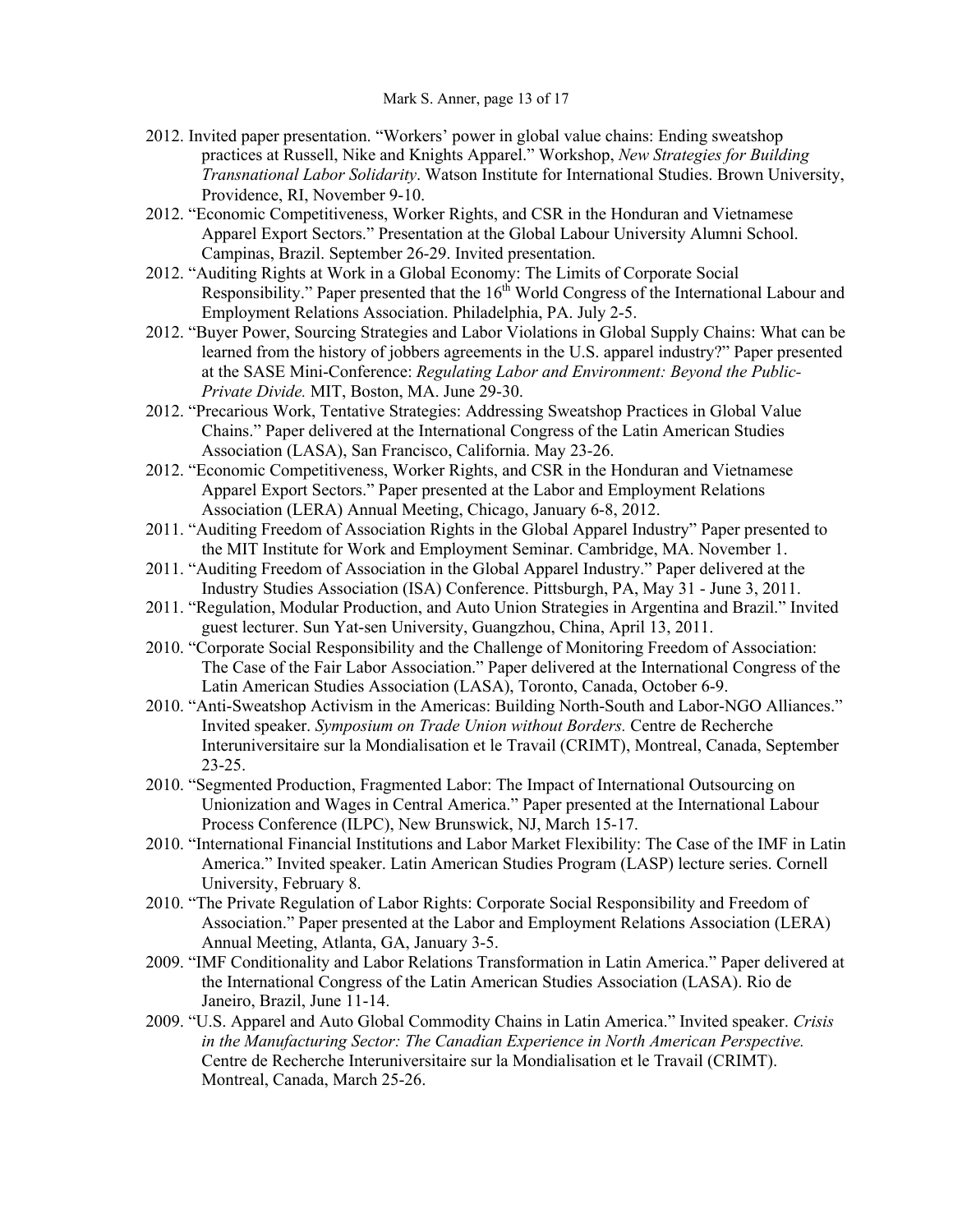2012. Invited paper presentation. "Workers' power in global value chains: Ending sweatshop practices at Russell, Nike and Knights Apparel." Workshop, *New Strategies for Building Transnational Labor Solidarity*. Watson Institute for International Studies. Brown University, Providence, RI, November 9-10.

2012. "Economic Competitiveness, Worker Rights, and CSR in the Honduran and Vietnamese Apparel Export Sectors." Presentation at the Global Labour University Alumni School. Campinas, Brazil. September 26-29. Invited presentation.

2012. "Auditing Rights at Work in a Global Economy: The Limits of Corporate Social Responsibility." Paper presented that the 16th World Congress of the International Labour and Employment Relations Association. Philadelphia, PA. July 2-5.

2012. "Buyer Power, Sourcing Strategies and Labor Violations in Global Supply Chains: What can be learned from the history of jobbers agreements in the U.S. apparel industry?" Paper presented at the SASE Mini-Conference: *Regulating Labor and Environment: Beyond the Public-Private Divide.* MIT, Boston, MA. June 29-30.

2012. "Precarious Work, Tentative Strategies: Addressing Sweatshop Practices in Global Value Chains." Paper delivered at the International Congress of the Latin American Studies Association (LASA), San Francisco, California. May 23-26.

2012. "Economic Competitiveness, Worker Rights, and CSR in the Honduran and Vietnamese Apparel Export Sectors." Paper presented at the Labor and Employment Relations Association (LERA) Annual Meeting, Chicago, January 6-8, 2012.

2011. "Auditing Freedom of Association Rights in the Global Apparel Industry" Paper presented to the MIT Institute for Work and Employment Seminar. Cambridge, MA. November 1.

2011. "Auditing Freedom of Association in the Global Apparel Industry." Paper delivered at the Industry Studies Association (ISA) Conference. Pittsburgh, PA, May 31 - June 3, 2011.

2011. "Regulation, Modular Production, and Auto Union Strategies in Argentina and Brazil." Invited guest lecturer. Sun Yat-sen University, Guangzhou, China, April 13, 2011.

2010. "Corporate Social Responsibility and the Challenge of Monitoring Freedom of Association: The Case of the Fair Labor Association." Paper delivered at the International Congress of the Latin American Studies Association (LASA), Toronto, Canada, October 6-9.

2010. "Anti-Sweatshop Activism in the Americas: Building North-South and Labor-NGO Alliances." Invited speaker. *Symposium on Trade Union without Borders.* Centre de Recherche Interuniversitaire sur la Mondialisation et le Travail (CRIMT), Montreal, Canada, September 23-25.

2010. "Segmented Production, Fragmented Labor: The Impact of International Outsourcing on Unionization and Wages in Central America." Paper presented at the International Labour Process Conference (ILPC), New Brunswick, NJ, March 15-17.

2010. "International Financial Institutions and Labor Market Flexibility: The Case of the IMF in Latin America." Invited speaker. Latin American Studies Program (LASP) lecture series. Cornell University, February 8.

2010. "The Private Regulation of Labor Rights: Corporate Social Responsibility and Freedom of Association." Paper presented at the Labor and Employment Relations Association (LERA) Annual Meeting, Atlanta, GA, January 3-5.

2009. "IMF Conditionality and Labor Relations Transformation in Latin America." Paper delivered at the International Congress of the Latin American Studies Association (LASA). Rio de Janeiro, Brazil, June 11-14.

2009. "U.S. Apparel and Auto Global Commodity Chains in Latin America." Invited speaker. *Crisis in the Manufacturing Sector: The Canadian Experience in North American Perspective.* Centre de Recherche Interuniversitaire sur la Mondialisation et le Travail (CRIMT). Montreal, Canada, March 25-26.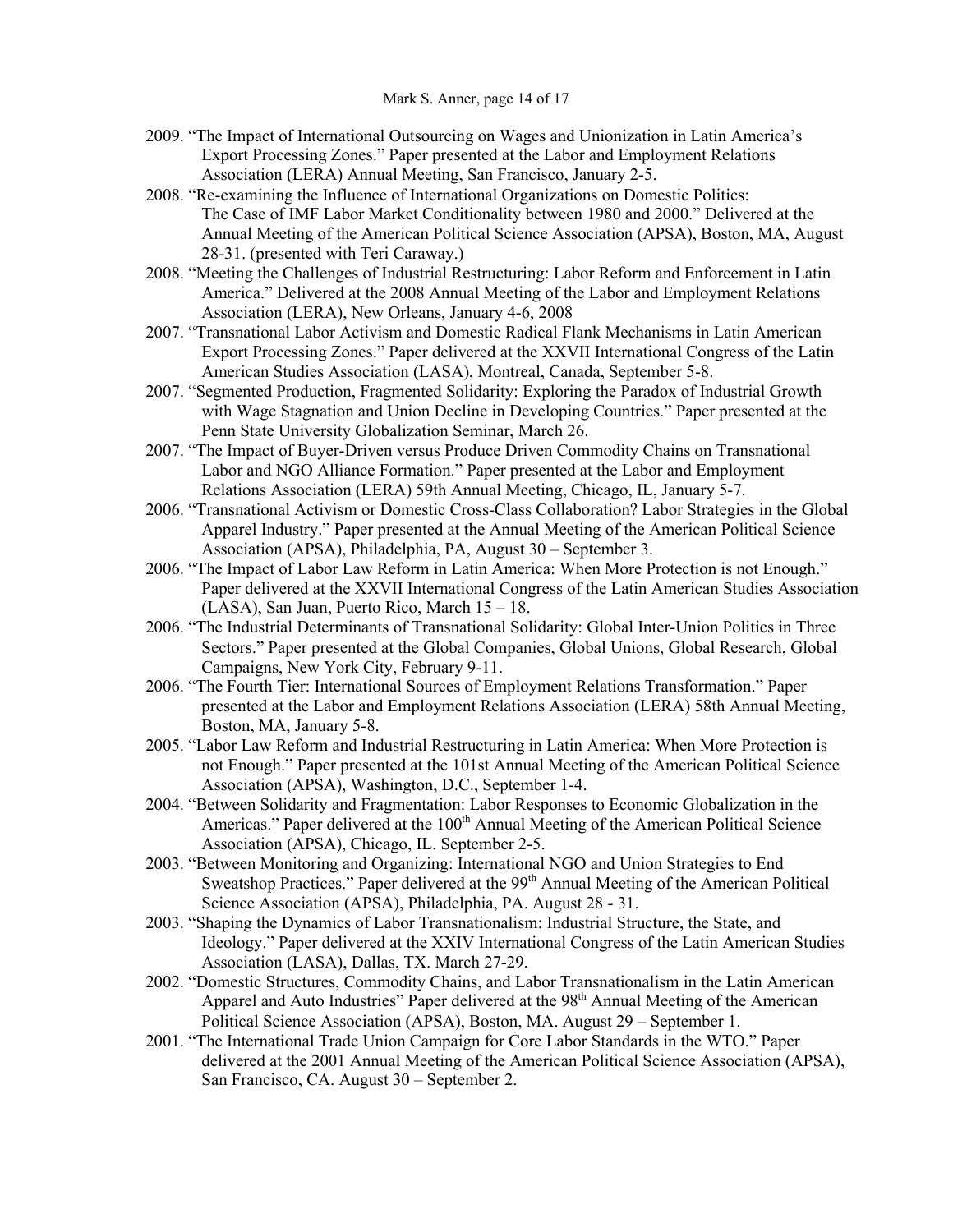2009. "The Impact of International Outsourcing on Wages and Unionization in Latin America's Export Processing Zones." Paper presented at the Labor and Employment Relations Association (LERA) Annual Meeting, San Francisco, January 2-5.

2008. "Re-examining the Influence of International Organizations on Domestic Politics: The Case of IMF Labor Market Conditionality between 1980 and 2000." Delivered at the Annual Meeting of the American Political Science Association (APSA), Boston, MA, August 28-31. (presented with Teri Caraway.)

2008. "Meeting the Challenges of Industrial Restructuring: Labor Reform and Enforcement in Latin America." Delivered at the 2008 Annual Meeting of the Labor and Employment Relations Association (LERA), New Orleans, January 4-6, 2008

2007. "Transnational Labor Activism and Domestic Radical Flank Mechanisms in Latin American Export Processing Zones." Paper delivered at the XXVII International Congress of the Latin American Studies Association (LASA), Montreal, Canada, September 5-8.

2007. "Segmented Production, Fragmented Solidarity: Exploring the Paradox of Industrial Growth with Wage Stagnation and Union Decline in Developing Countries." Paper presented at the Penn State University Globalization Seminar, March 26.

2007. "The Impact of Buyer-Driven versus Produce Driven Commodity Chains on Transnational Labor and NGO Alliance Formation." Paper presented at the Labor and Employment Relations Association (LERA) 59th Annual Meeting, Chicago, IL, January 5-7.

2006. "Transnational Activism or Domestic Cross-Class Collaboration? Labor Strategies in the Global Apparel Industry." Paper presented at the Annual Meeting of the American Political Science Association (APSA), Philadelphia, PA, August 30 – September 3.

2006. "The Impact of Labor Law Reform in Latin America: When More Protection is not Enough." Paper delivered at the XXVII International Congress of the Latin American Studies Association (LASA), San Juan, Puerto Rico, March 15 – 18.

2006. "The Industrial Determinants of Transnational Solidarity: Global Inter-Union Politics in Three Sectors." Paper presented at the Global Companies, Global Unions, Global Research, Global Campaigns, New York City, February 9-11.

2006. "The Fourth Tier: International Sources of Employment Relations Transformation." Paper presented at the Labor and Employment Relations Association (LERA) 58th Annual Meeting, Boston, MA, January 5-8.

2005. "Labor Law Reform and Industrial Restructuring in Latin America: When More Protection is not Enough." Paper presented at the 101st Annual Meeting of the American Political Science Association (APSA), Washington, D.C., September 1-4.

2004. "Between Solidarity and Fragmentation: Labor Responses to Economic Globalization in the Americas." Paper delivered at the 100th Annual Meeting of the American Political Science Association (APSA), Chicago, IL. September 2-5.

2003. "Between Monitoring and Organizing: International NGO and Union Strategies to End Sweatshop Practices." Paper delivered at the 99th Annual Meeting of the American Political Science Association (APSA), Philadelphia, PA. August 28 - 31.

2003. "Shaping the Dynamics of Labor Transnationalism: Industrial Structure, the State, and Ideology." Paper delivered at the XXIV International Congress of the Latin American Studies Association (LASA), Dallas, TX. March 27-29.

2002. "Domestic Structures, Commodity Chains, and Labor Transnationalism in the Latin American Apparel and Auto Industries" Paper delivered at the 98th Annual Meeting of the American Political Science Association (APSA), Boston, MA. August 29 – September 1.

2001. "The International Trade Union Campaign for Core Labor Standards in the WTO." Paper delivered at the 2001 Annual Meeting of the American Political Science Association (APSA), San Francisco, CA. August 30 – September 2.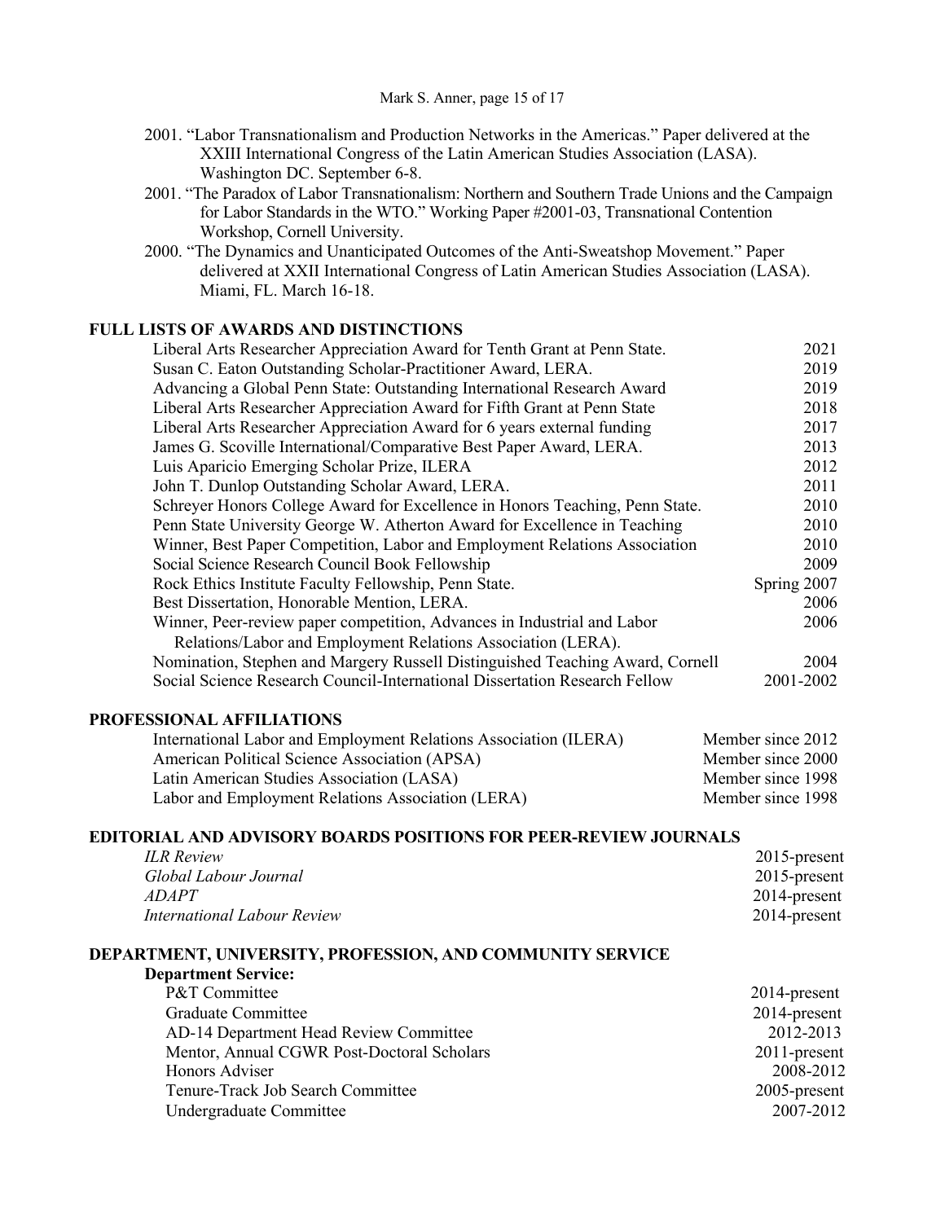2001. "Labor Transnationalism and Production Networks in the Americas." Paper delivered at the XXIII International Congress of the Latin American Studies Association (LASA). Washington DC. September 6-8.

2001. "The Paradox of Labor Transnationalism: Northern and Southern Trade Unions and the Campaign for Labor Standards in the WTO." Working Paper #2001-03, Transnational Contention Workshop, Cornell University.

2000. "The Dynamics and Unanticipated Outcomes of the Anti-Sweatshop Movement." Paper delivered at XXII International Congress of Latin American Studies Association (LASA). Miami, FL. March 16-18.

## FULL LISTS OF AWARDS AND DISTINCTIONS

| | |
|---|---|
| Liberal Arts Researcher Appreciation Award for Tenth Grant at Penn State. | 2021 |
| Susan C. Eaton Outstanding Scholar-Practitioner Award, LERA. | 2019 |
| Advancing a Global Penn State: Outstanding International Research Award | 2019 |
| Liberal Arts Researcher Appreciation Award for Fifth Grant at Penn State | 2018 |
| Liberal Arts Researcher Appreciation Award for 6 years external funding | 2017 |
| James G. Scoville International/Comparative Best Paper Award, LERA. | 2013 |
| Luis Aparicio Emerging Scholar Prize, ILERA | 2012 |
| John T. Dunlop Outstanding Scholar Award, LERA. | 2011 |
| Schreyer Honors College Award for Excellence in Honors Teaching, Penn State. | 2010 |
| Penn State University George W. Atherton Award for Excellence in Teaching | 2010 |
| Winner, Best Paper Competition, Labor and Employment Relations Association | 2010 |
| Social Science Research Council Book Fellowship | 2009 |
| Rock Ethics Institute Faculty Fellowship, Penn State. | Spring 2007 |
| Best Dissertation, Honorable Mention, LERA. | 2006 |
| Winner, Peer-review paper competition, Advances in Industrial and Labor Relations/Labor and Employment Relations Association (LERA). | 2006 |
| Nomination, Stephen and Margery Russell Distinguished Teaching Award, Cornell | 2004 |
| Social Science Research Council-International Dissertation Research Fellow | 2001-2002 |

## PROFESSIONAL AFFILIATIONS

| | |
|---|---|
| International Labor and Employment Relations Association (ILERA) | Member since 2012 |
| American Political Science Association (APSA) | Member since 2000 |
| Latin American Studies Association (LASA) | Member since 1998 |
| Labor and Employment Relations Association (LERA) | Member since 1998 |

## EDITORIAL AND ADVISORY BOARDS POSITIONS FOR PEER-REVIEW JOURNALS

| | |
|---|---|
| *ILR Review* | 2015-present |
| *Global Labour Journal* | 2015-present |
| *ADAPT* | 2014-present |
| *International Labour Review* | 2014-present |

## DEPARTMENT, UNIVERSITY, PROFESSION, AND COMMUNITY SERVICE

### Department Service:

| | |
|---|---|
| P&T Committee | 2014-present |
| Graduate Committee | 2014-present |
| AD-14 Department Head Review Committee | 2012-2013 |
| Mentor, Annual CGWR Post-Doctoral Scholars | 2011-present |
| Honors Adviser | 2008-2012 |
| Tenure-Track Job Search Committee | 2005-present |
| Undergraduate Committee | 2007-2012 |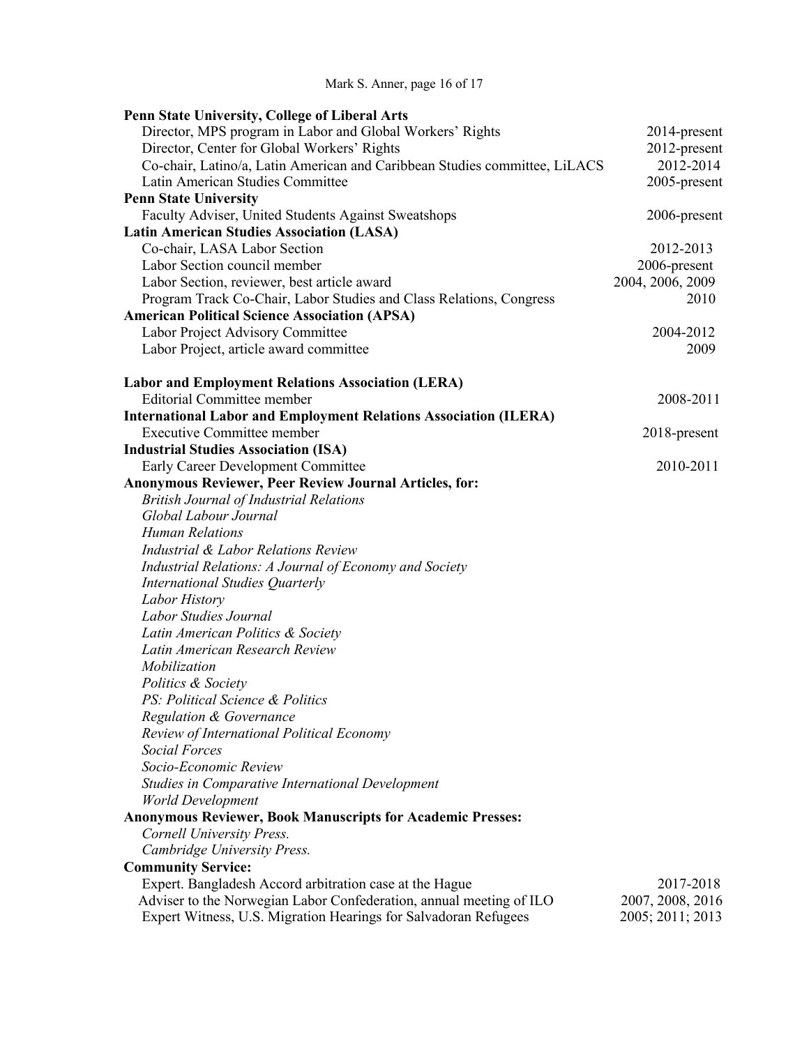**Penn State University, College of Liberal Arts**

| | |
|---|---|
| Director, MPS program in Labor and Global Workers' Rights | 2014-present |
| Director, Center for Global Workers' Rights | 2012-present |
| Co-chair, Latino/a, Latin American and Caribbean Studies committee, LiLACS | 2012-2014 |
| Latin American Studies Committee | 2005-present |

**Penn State University**

| | |
|---|---|
| Faculty Adviser, United Students Against Sweatshops | 2006-present |

**Latin American Studies Association (LASA)**

| | |
|---|---|
| Co-chair, LASA Labor Section | 2012-2013 |
| Labor Section council member | 2006-present |
| Labor Section, reviewer, best article award | 2004, 2006, 2009 |
| Program Track Co-Chair, Labor Studies and Class Relations, Congress | 2010 |

**American Political Science Association (APSA)**

| | |
|---|---|
| Labor Project Advisory Committee | 2004-2012 |
| Labor Project, article award committee | 2009 |

**Labor and Employment Relations Association (LERA)**

| | |
|---|---|
| Editorial Committee member | 2008-2011 |

**International Labor and Employment Relations Association (ILERA)**

| | |
|---|---|
| Executive Committee member | 2018-present |

**Industrial Studies Association (ISA)**

| | |
|---|---|
| Early Career Development Committee | 2010-2011 |

**Anonymous Reviewer, Peer Review Journal Articles, for:**

*British Journal of Industrial Relations*
*Global Labour Journal*
*Human Relations*
*Industrial & Labor Relations Review*
*Industrial Relations: A Journal of Economy and Society*
*International Studies Quarterly*
*Labor History*
*Labor Studies Journal*
*Latin American Politics & Society*
*Latin American Research Review*
*Mobilization*
*Politics & Society*
*PS: Political Science & Politics*
*Regulation & Governance*
*Review of International Political Economy*
*Social Forces*
*Socio-Economic Review*
*Studies in Comparative International Development*
*World Development*

**Anonymous Reviewer, Book Manuscripts for Academic Presses:**

*Cornell University Press.*
*Cambridge University Press.*

**Community Service:**

| | |
|---|---|
| Expert. Bangladesh Accord arbitration case at the Hague | 2017-2018 |
| Adviser to the Norwegian Labor Confederation, annual meeting of ILO | 2007, 2008, 2016 |
| Expert Witness, U.S. Migration Hearings for Salvadoran Refugees | 2005; 2011; 2013 |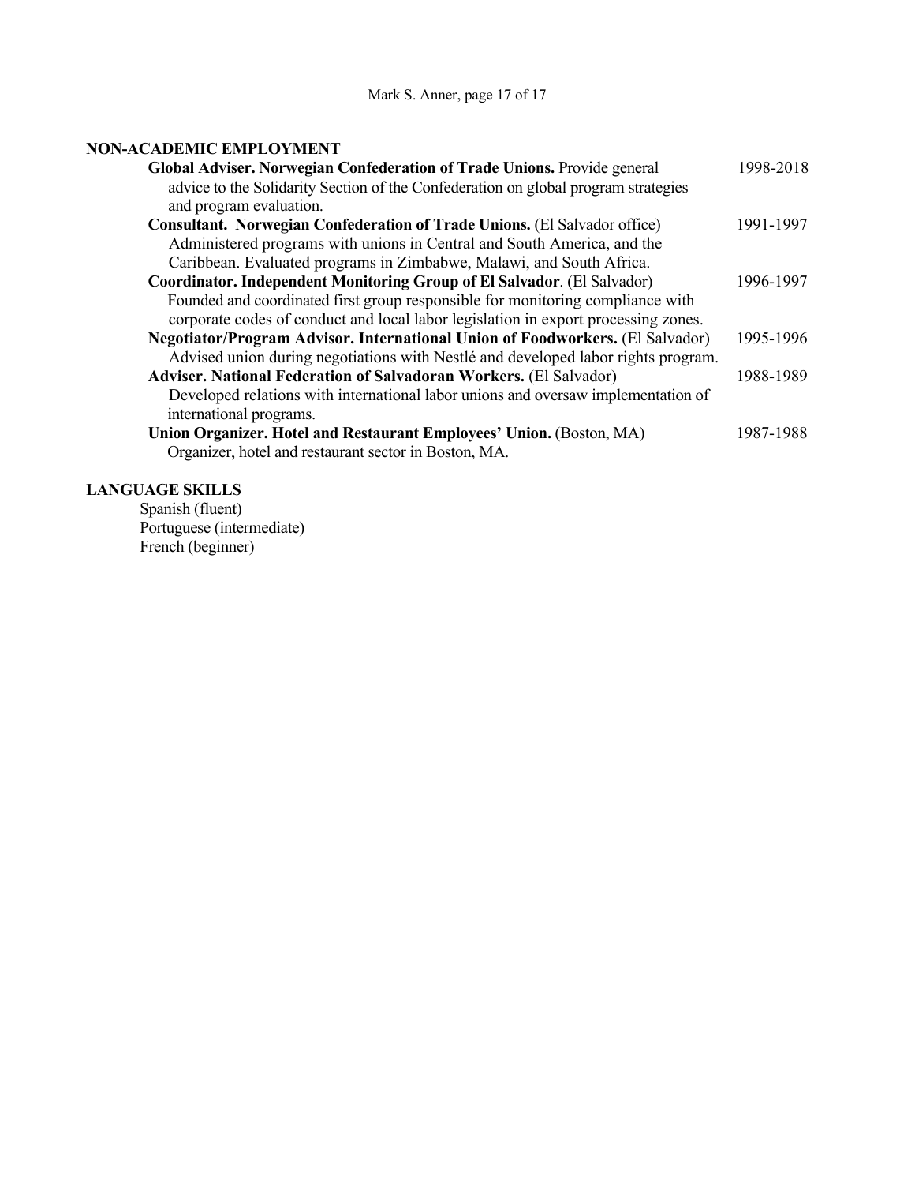## NON-ACADEMIC EMPLOYMENT

**Global Adviser. Norwegian Confederation of Trade Unions.** Provide general advice to the Solidarity Section of the Confederation on global program strategies and program evaluation. — 1998-2018

**Consultant. Norwegian Confederation of Trade Unions.** (El Salvador office) Administered programs with unions in Central and South America, and the Caribbean. Evaluated programs in Zimbabwe, Malawi, and South Africa. — 1991-1997

**Coordinator. Independent Monitoring Group of El Salvador**. (El Salvador) Founded and coordinated first group responsible for monitoring compliance with corporate codes of conduct and local labor legislation in export processing zones. — 1996-1997

**Negotiator/Program Advisor. International Union of Foodworkers.** (El Salvador) Advised union during negotiations with Nestlé and developed labor rights program. — 1995-1996

**Adviser. National Federation of Salvadoran Workers.** (El Salvador) Developed relations with international labor unions and oversaw implementation of international programs. — 1988-1989

**Union Organizer. Hotel and Restaurant Employees' Union.** (Boston, MA) Organizer, hotel and restaurant sector in Boston, MA. — 1987-1988

## LANGUAGE SKILLS

Spanish (fluent)
Portuguese (intermediate)
French (beginner)